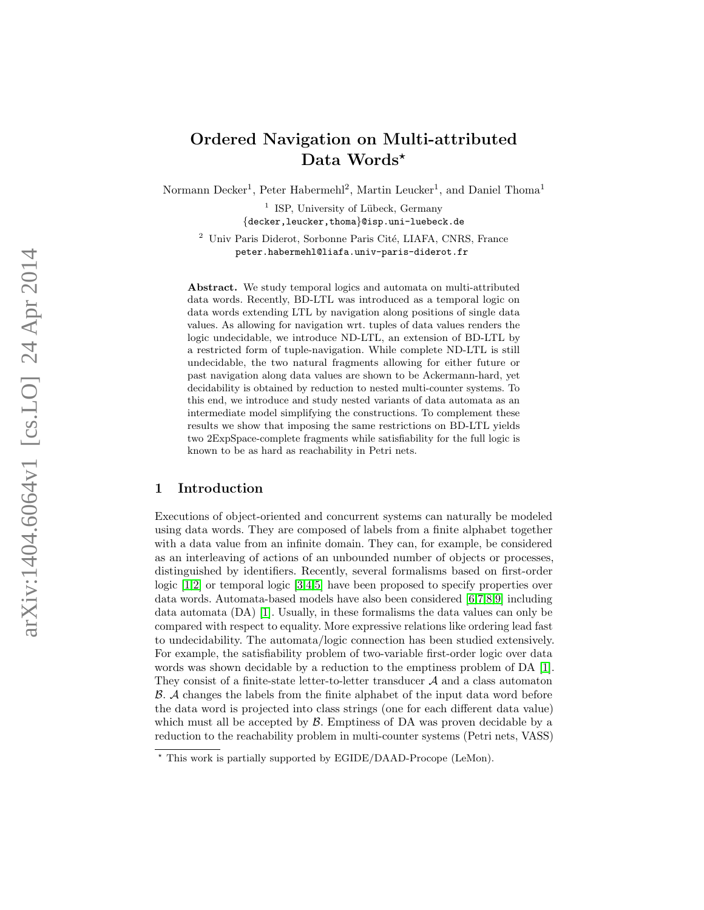# Ordered Navigation on Multi-attributed Data Words*

Normann Decker[1], Peter Habermehl[2], Martin Leucker[1], and Daniel Thoma[1]

[1] ISP, University of Lübeck, Germany
{decker,leucker,thoma}@isp.uni-luebeck.de

[2] Univ Paris Diderot, Sorbonne Paris Cité, LIAFA, CNRS, France
peter.habermehl@liafa.univ-paris-diderot.fr

**Abstract.** We study temporal logics and automata on multi-attributed data words. Recently, BD-LTL was introduced as a temporal logic on data words extending LTL by navigation along positions of single data values. As allowing for navigation wrt. tuples of data values renders the logic undecidable, we introduce ND-LTL, an extension of BD-LTL by a restricted form of tuple-navigation. While complete ND-LTL is still undecidable, the two natural fragments allowing for either future or past navigation along data values are shown to be Ackermann-hard, yet decidability is obtained by reduction to nested multi-counter systems. To this end, we introduce and study nested variants of data automata as an intermediate model simplifying the constructions. To complement these results we show that imposing the same restrictions on BD-LTL yields two 2ExpSpace-complete fragments while satisfiability for the full logic is known to be as hard as reachability in Petri nets.

## 1 Introduction

Executions of object-oriented and concurrent systems can naturally be modeled using data words. They are composed of labels from a finite alphabet together with a data value from an infinite domain. They can, for example, be considered as an interleaving of actions of an unbounded number of objects or processes, distinguished by identifiers. Recently, several formalisms based on first-order logic [1,2] or temporal logic [3,4,5] have been proposed to specify properties over data words. Automata-based models have also been considered [6,7,8,9] including data automata (DA) [1]. Usually, in these formalisms the data values can only be compared with respect to equality. More expressive relations like ordering lead fast to undecidability. The automata/logic connection has been studied extensively. For example, the satisfiability problem of two-variable first-order logic over data words was shown decidable by a reduction to the emptiness problem of DA [1]. They consist of a finite-state letter-to-letter transducer $\mathcal{A}$ and a class automaton $\mathcal{B}$. $\mathcal{A}$ changes the labels from the finite alphabet of the input data word before the data word is projected into class strings (one for each different data value) which must all be accepted by $\mathcal{B}$. Emptiness of DA was proven decidable by a reduction to the reachability problem in multi-counter systems (Petri nets, VASS)

---

* This work is partially supported by EGIDE/DAAD-Procope (LeMon).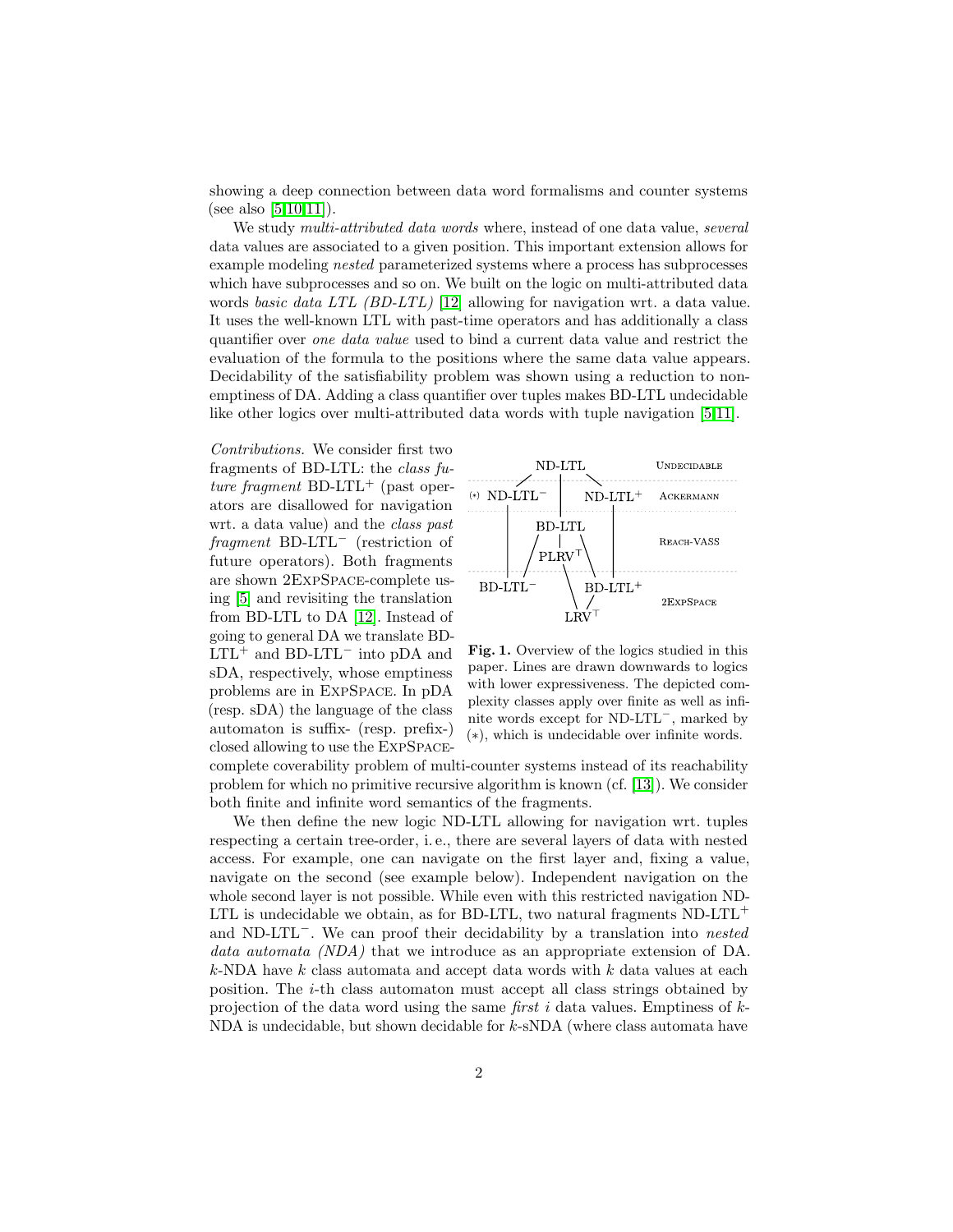showing a deep connection between data word formalisms and counter systems (see also [5,10,11]).

We study *multi-attributed data words* where, instead of one data value, *several* data values are associated to a given position. This important extension allows for example modeling *nested* parameterized systems where a process has subprocesses which have subprocesses and so on. We built on the logic on multi-attributed data words *basic data LTL (BD-LTL)* [12] allowing for navigation wrt. a data value. It uses the well-known LTL with past-time operators and has additionally a class quantifier over *one data value* used to bind a current data value and restrict the evaluation of the formula to the positions where the same data value appears. Decidability of the satisfiability problem was shown using a reduction to non-emptiness of DA. Adding a class quantifier over tuples makes BD-LTL undecidable like other logics over multi-attributed data words with tuple navigation [5,11].

*Contributions.* We consider first two fragments of BD-LTL: the *class future fragment* BD-LTL$^+$ (past operators are disallowed for navigation wrt. a data value) and the *class past fragment* BD-LTL$^-$ (restriction of future operators). Both fragments are shown 2EXPSPACE-complete using [5] and revisiting the translation from BD-LTL to DA [12]. Instead of going to general DA we translate BD-LTL$^+$ and BD-LTL$^-$ into pDA and sDA, respectively, whose emptiness problems are in EXPSPACE. In pDA (resp. sDA) the language of the class automaton is suffix- (resp. prefix-) closed allowing to use the EXPSPACE-complete coverability problem of multi-counter systems instead of its reachability problem for which no primitive recursive algorithm is known (cf. [13]). We consider both finite and infinite word semantics of the fragments.

| | | | |
|---|---|---|---|
| | ND-LTL | | UNDECIDABLE |
| (*) ND-LTL$^-$ | | ND-LTL$^+$ | ACKERMANN |
| | BD-LTL, PLRV$^\top$ | | REACH-VASS |
| BD-LTL$^-$ | LRV$^\top$ | BD-LTL$^+$ | 2EXPSPACE |

**Fig. 1.** Overview of the logics studied in this paper. Lines are drawn downwards to logics with lower expressiveness. The depicted complexity classes apply over finite as well as infinite words except for ND-LTL$^-$, marked by (∗), which is undecidable over infinite words.

We then define the new logic ND-LTL allowing for navigation wrt. tuples respecting a certain tree-order, i. e., there are several layers of data with nested access. For example, one can navigate on the first layer and, fixing a value, navigate on the second (see example below). Independent navigation on the whole second layer is not possible. While even with this restricted navigation ND-LTL is undecidable we obtain, as for BD-LTL, two natural fragments ND-LTL$^+$ and ND-LTL$^-$. We can proof their decidability by a translation into *nested data automata (NDA)* that we introduce as an appropriate extension of DA. $k$-NDA have $k$ class automata and accept data words with $k$ data values at each position. The $i$-th class automaton must accept all class strings obtained by projection of the data word using the same *first* $i$ data values. Emptiness of $k$-NDA is undecidable, but shown decidable for $k$-sNDA (where class automata have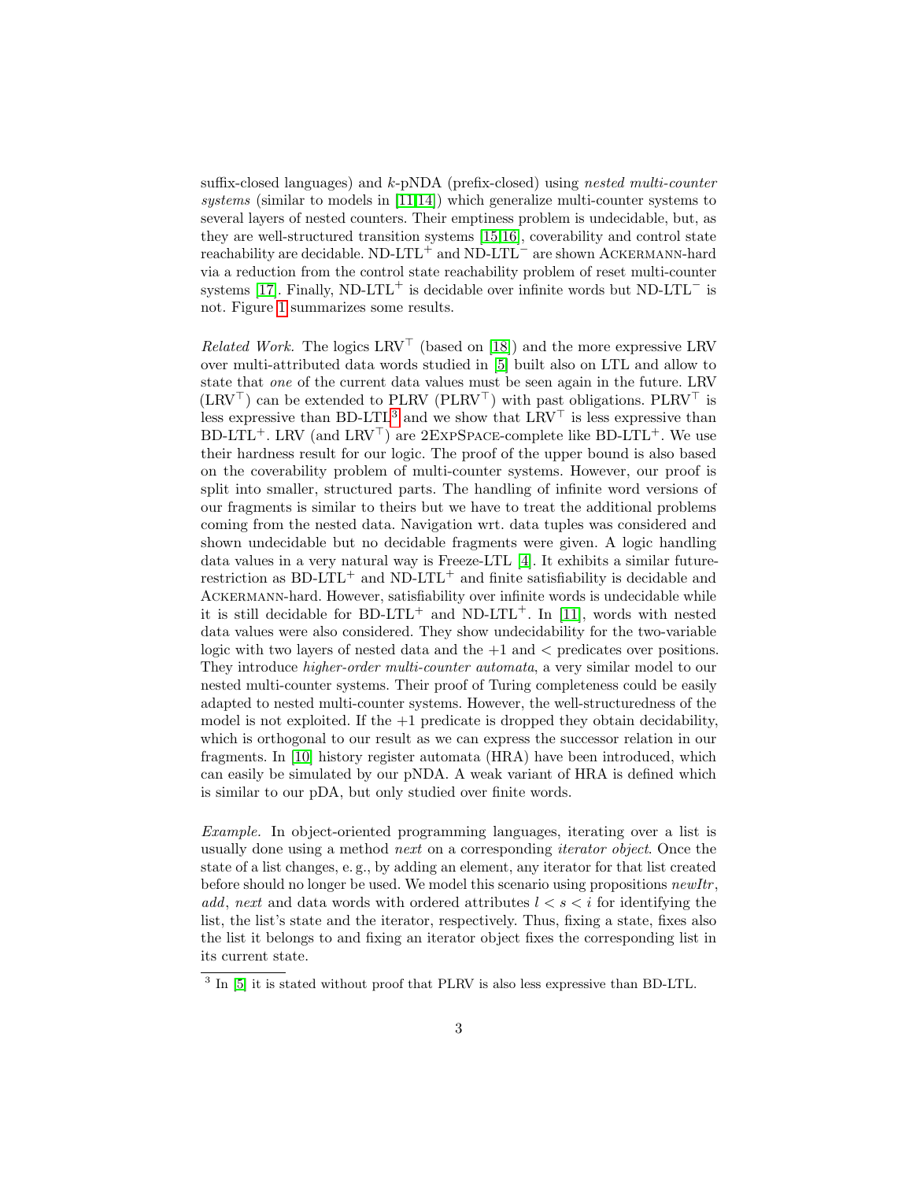suffix-closed languages) and $k$-pNDA (prefix-closed) using *nested multi-counter systems* (similar to models in [11,14]) which generalize multi-counter systems to several layers of nested counters. Their emptiness problem is undecidable, but, as they are well-structured transition systems [15,16], coverability and control state reachability are decidable. ND-LTL$^+$ and ND-LTL$^-$ are shown Ackermann-hard via a reduction from the control state reachability problem of reset multi-counter systems [17]. Finally, ND-LTL$^+$ is decidable over infinite words but ND-LTL$^-$ is not. Figure 1 summarizes some results.

*Related Work.* The logics LRV$^\top$ (based on [18]) and the more expressive LRV over multi-attributed data words studied in [5] built also on LTL and allow to state that *one* of the current data values must be seen again in the future. LRV (LRV$^\top$) can be extended to PLRV (PLRV$^\top$) with past obligations. PLRV$^\top$ is less expressive than BD-LTL[3] and we show that LRV$^\top$ is less expressive than BD-LTL$^+$. LRV (and LRV$^\top$) are 2ExpSpace-complete like BD-LTL$^+$. We use their hardness result for our logic. The proof of the upper bound is also based on the coverability problem of multi-counter systems. However, our proof is split into smaller, structured parts. The handling of infinite word versions of our fragments is similar to theirs but we have to treat the additional problems coming from the nested data. Navigation wrt. data tuples was considered and shown undecidable but no decidable fragments were given. A logic handling data values in a very natural way is Freeze-LTL [4]. It exhibits a similar future-restriction as BD-LTL$^+$ and ND-LTL$^+$ and finite satisfiability is decidable and Ackermann-hard. However, satisfiability over infinite words is undecidable while it is still decidable for BD-LTL$^+$ and ND-LTL$^+$. In [11], words with nested data values were also considered. They show undecidability for the two-variable logic with two layers of nested data and the $+1$ and $<$ predicates over positions. They introduce *higher-order multi-counter automata*, a very similar model to our nested multi-counter systems. Their proof of Turing completeness could be easily adapted to nested multi-counter systems. However, the well-structuredness of the model is not exploited. If the $+1$ predicate is dropped they obtain decidability, which is orthogonal to our result as we can express the successor relation in our fragments. In [10] history register automata (HRA) have been introduced, which can easily be simulated by our pNDA. A weak variant of HRA is defined which is similar to our pDA, but only studied over finite words.

*Example.* In object-oriented programming languages, iterating over a list is usually done using a method *next* on a corresponding *iterator object*. Once the state of a list changes, e. g., by adding an element, any iterator for that list created before should no longer be used. We model this scenario using propositions *newItr*, *add*, *next* and data words with ordered attributes $l < s < i$ for identifying the list, the list's state and the iterator, respectively. Thus, fixing a state, fixes also the list it belongs to and fixing an iterator object fixes the corresponding list in its current state.

[3] In [5] it is stated without proof that PLRV is also less expressive than BD-LTL.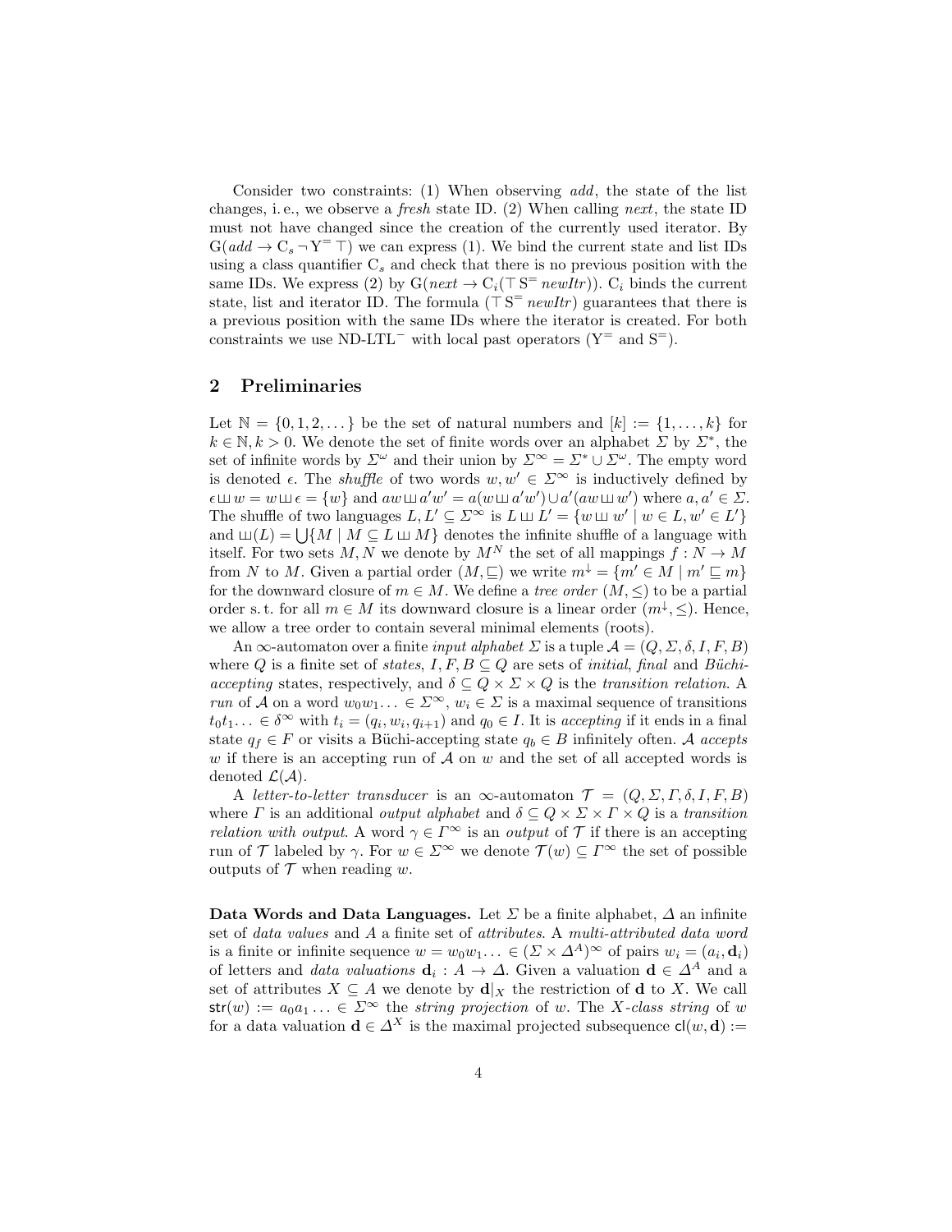Consider two constraints: (1) When observing *add*, the state of the list changes, i. e., we observe a *fresh* state ID. (2) When calling *next*, the state ID must not have changed since the creation of the currently used iterator. By $\mathrm{G}(add \to \mathrm{C}_s \neg \mathrm{Y}^= \top)$ we can express (1). We bind the current state and list IDs using a class quantifier $\mathrm{C}_s$ and check that there is no previous position with the same IDs. We express (2) by $\mathrm{G}(next \to \mathrm{C}_i(\top\, \mathrm{S}^= \, newItr))$. $\mathrm{C}_i$ binds the current state, list and iterator ID. The formula $(\top\, \mathrm{S}^= \, newItr)$ guarantees that there is a previous position with the same IDs where the iterator is created. For both constraints we use ND-LTL$^-$ with local past operators ($\mathrm{Y}^=$ and $\mathrm{S}^=$).

## 2 Preliminaries

Let $\mathbb{N} = \{0, 1, 2, \dots\}$ be the set of natural numbers and $[k] := \{1, \dots, k\}$ for $k \in \mathbb{N}, k > 0$. We denote the set of finite words over an alphabet $\Sigma$ by $\Sigma^*$, the set of infinite words by $\Sigma^\omega$ and their union by $\Sigma^\infty = \Sigma^* \cup \Sigma^\omega$. The empty word is denoted $\epsilon$. The *shuffle* of two words $w, w' \in \Sigma^\infty$ is inductively defined by $\epsilon \sqcup\!\sqcup w = w \sqcup\!\sqcup \epsilon = \{w\}$ and $aw \sqcup\!\sqcup a'w' = a(w \sqcup\!\sqcup a'w') \cup a'(aw \sqcup\!\sqcup w')$ where $a, a' \in \Sigma$. The shuffle of two languages $L, L' \subseteq \Sigma^\infty$ is $L \sqcup\!\sqcup L' = \{w \sqcup\!\sqcup w' \mid w \in L, w' \in L'\}$ and $\sqcup\!\sqcup(L) = \bigcup\{M \mid M \subseteq L \sqcup\!\sqcup M\}$ denotes the infinite shuffle of a language with itself. For two sets $M, N$ we denote by $M^N$ the set of all mappings $f : N \to M$ from $N$ to $M$. Given a partial order $(M, \sqsubseteq)$ we write $m^\downarrow = \{m' \in M \mid m' \sqsubseteq m\}$ for the downward closure of $m \in M$. We define a *tree order* $(M, \leq)$ to be a partial order s. t. for all $m \in M$ its downward closure is a linear order $(m^\downarrow, \leq)$. Hence, we allow a tree order to contain several minimal elements (roots).

An $\infty$-automaton over a finite *input alphabet* $\Sigma$ is a tuple $\mathcal{A} = (Q, \Sigma, \delta, I, F, B)$ where $Q$ is a finite set of *states*, $I, F, B \subseteq Q$ are sets of *initial*, *final* and *Büchi-accepting* states, respectively, and $\delta \subseteq Q \times \Sigma \times Q$ is the *transition relation*. A *run* of $\mathcal{A}$ on a word $w_0 w_1 \ldots \in \Sigma^\infty$, $w_i \in \Sigma$ is a maximal sequence of transitions $t_0 t_1 \ldots \in \delta^\infty$ with $t_i = (q_i, w_i, q_{i+1})$ and $q_0 \in I$. It is *accepting* if it ends in a final state $q_f \in F$ or visits a Büchi-accepting state $q_b \in B$ infinitely often. $\mathcal{A}$ *accepts* $w$ if there is an accepting run of $\mathcal{A}$ on $w$ and the set of all accepted words is denoted $\mathcal{L}(\mathcal{A})$.

A *letter-to-letter transducer* is an $\infty$-automaton $\mathcal{T} = (Q, \Sigma, \Gamma, \delta, I, F, B)$ where $\Gamma$ is an additional *output alphabet* and $\delta \subseteq Q \times \Sigma \times \Gamma \times Q$ is a *transition relation with output*. A word $\gamma \in \Gamma^\infty$ is an *output* of $\mathcal{T}$ if there is an accepting run of $\mathcal{T}$ labeled by $\gamma$. For $w \in \Sigma^\infty$ we denote $\mathcal{T}(w) \subseteq \Gamma^\infty$ the set of possible outputs of $\mathcal{T}$ when reading $w$.

**Data Words and Data Languages.** Let $\Sigma$ be a finite alphabet, $\Delta$ an infinite set of *data values* and $A$ a finite set of *attributes*. A *multi-attributed data word* is a finite or infinite sequence $w = w_0 w_1 \ldots \in (\Sigma \times \Delta^A)^\infty$ of pairs $w_i = (a_i, \mathbf{d}_i)$ of letters and *data valuations* $\mathbf{d}_i : A \to \Delta$. Given a valuation $\mathbf{d} \in \Delta^A$ and a set of attributes $X \subseteq A$ we denote by $\mathbf{d}|_X$ the restriction of $\mathbf{d}$ to $X$. We call $\mathsf{str}(w) := a_0 a_1 \ldots \in \Sigma^\infty$ the *string projection* of $w$. The $X$*-class string* of $w$ for a data valuation $\mathbf{d} \in \Delta^X$ is the maximal projected subsequence $\mathsf{cl}(w, \mathbf{d}) :=$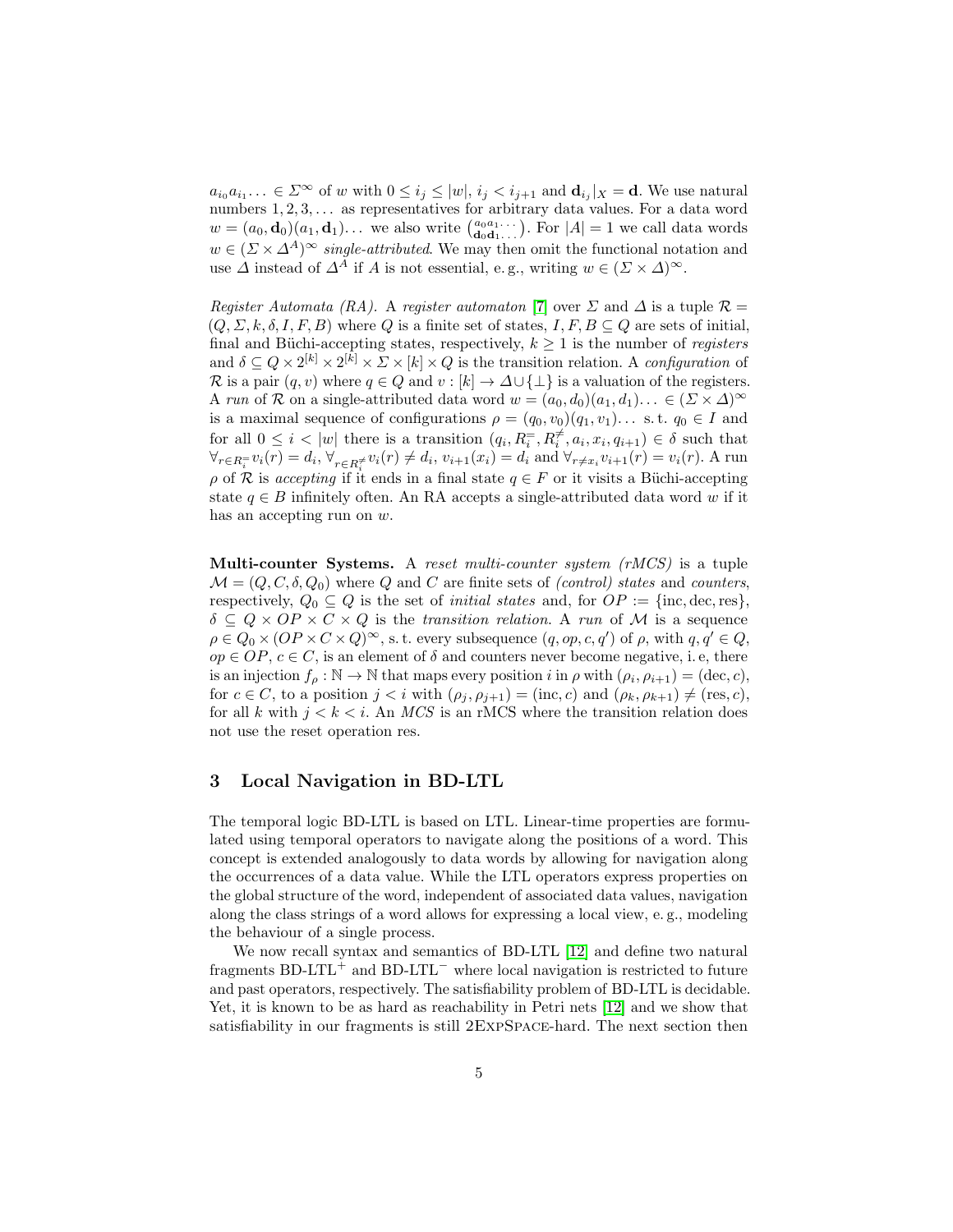$a_{i_0}a_{i_1}\ldots \in \Sigma^\infty$ of $w$ with $0 \leq i_j \leq |w|$, $i_j < i_{j+1}$ and $\mathbf{d}_{i_j}|_X = \mathbf{d}$. We use natural numbers $1, 2, 3, \ldots$ as representatives for arbitrary data values. For a data word $w = (a_0, \mathbf{d}_0)(a_1, \mathbf{d}_1)\ldots$ we also write $\binom{a_0 a_1 \ldots}{\mathbf{d}_0 \mathbf{d}_1 \ldots}$. For $|A| = 1$ we call data words $w \in (\Sigma \times \Delta^A)^\infty$ *single-attributed*. We may then omit the functional notation and use $\Delta$ instead of $\Delta^A$ if $A$ is not essential, e. g., writing $w \in (\Sigma \times \Delta)^\infty$.

*Register Automata (RA).* A *register automaton* [7] over $\Sigma$ and $\Delta$ is a tuple $\mathcal{R} = (Q, \Sigma, k, \delta, I, F, B)$ where $Q$ is a finite set of states, $I, F, B \subseteq Q$ are sets of initial, final and Büchi-accepting states, respectively, $k \geq 1$ is the number of *registers* and $\delta \subseteq Q \times 2^{[k]} \times 2^{[k]} \times \Sigma \times [k] \times Q$ is the transition relation. A *configuration* of $\mathcal{R}$ is a pair $(q, v)$ where $q \in Q$ and $v : [k] \rightarrow \Delta \cup \{\bot\}$ is a valuation of the registers. A *run* of $\mathcal{R}$ on a single-attributed data word $w = (a_0, d_0)(a_1, d_1)\ldots \in (\Sigma \times \Delta)^\infty$ is a maximal sequence of configurations $\rho = (q_0, v_0)(q_1, v_1)\ldots$ s. t. $q_0 \in I$ and for all $0 \leq i < |w|$ there is a transition $(q_i, R_i^=, R_i^{\neq}, a_i, x_i, q_{i+1}) \in \delta$ such that $\forall_{r \in R_i^=} v_i(r) = d_i$, $\forall_{r \in R_i^{\neq}} v_i(r) \neq d_i$, $v_{i+1}(x_i) = d_i$ and $\forall_{r \neq x_i} v_{i+1}(r) = v_i(r)$. A run $\rho$ of $\mathcal{R}$ is *accepting* if it ends in a final state $q \in F$ or it visits a Büchi-accepting state $q \in B$ infinitely often. An RA accepts a single-attributed data word $w$ if it has an accepting run on $w$.

**Multi-counter Systems.** A *reset multi-counter system (rMCS)* is a tuple $\mathcal{M} = (Q, C, \delta, Q_0)$ where $Q$ and $C$ are finite sets of *(control) states* and *counters*, respectively, $Q_0 \subseteq Q$ is the set of *initial states* and, for $OP := \{\mathrm{inc}, \mathrm{dec}, \mathrm{res}\}$, $\delta \subseteq Q \times OP \times C \times Q$ is the *transition relation*. A *run* of $\mathcal{M}$ is a sequence $\rho \in Q_0 \times (OP \times C \times Q)^\infty$, s. t. every subsequence $(q, op, c, q')$ of $\rho$, with $q, q' \in Q$, $op \in OP$, $c \in C$, is an element of $\delta$ and counters never become negative, i. e, there is an injection $f_\rho : \mathbb{N} \rightarrow \mathbb{N}$ that maps every position $i$ in $\rho$ with $(\rho_i, \rho_{i+1}) = (\mathrm{dec}, c)$, for $c \in C$, to a position $j < i$ with $(\rho_j, \rho_{j+1}) = (\mathrm{inc}, c)$ and $(\rho_k, \rho_{k+1}) \neq (\mathrm{res}, c)$, for all $k$ with $j < k < i$. An *MCS* is an rMCS where the transition relation does not use the reset operation res.

## 3 Local Navigation in BD-LTL

The temporal logic BD-LTL is based on LTL. Linear-time properties are formulated using temporal operators to navigate along the positions of a word. This concept is extended analogously to data words by allowing for navigation along the occurrences of a data value. While the LTL operators express properties on the global structure of the word, independent of associated data values, navigation along the class strings of a word allows for expressing a local view, e. g., modeling the behaviour of a single process.

We now recall syntax and semantics of BD-LTL [12] and define two natural fragments BD-LTL$^+$ and BD-LTL$^-$ where local navigation is restricted to future and past operators, respectively. The satisfiability problem of BD-LTL is decidable. Yet, it is known to be as hard as reachability in Petri nets [12] and we show that satisfiability in our fragments is still 2EXPSPACE-hard. The next section then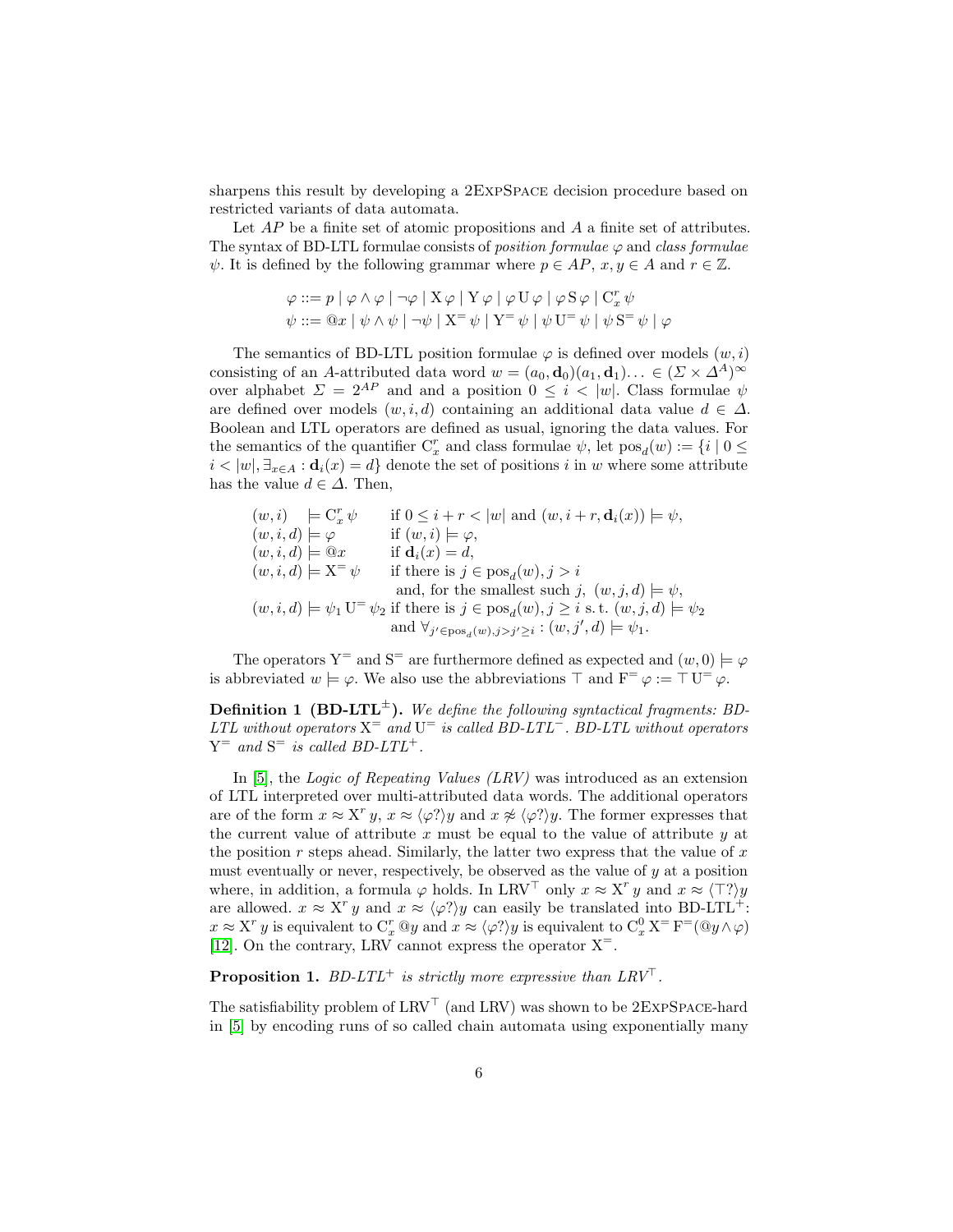sharpens this result by developing a 2ExpSpace decision procedure based on restricted variants of data automata.

Let $AP$ be a finite set of atomic propositions and $A$ a finite set of attributes. The syntax of BD-LTL formulae consists of *position formulae* $\varphi$ and *class formulae* $\psi$. It is defined by the following grammar where $p \in AP$, $x, y \in A$ and $r \in \mathbb{Z}$.

$$\varphi ::= p \mid \varphi \wedge \varphi \mid \neg\varphi \mid \mathrm{X}\,\varphi \mid \mathrm{Y}\,\varphi \mid \varphi\,\mathrm{U}\,\varphi \mid \varphi\,\mathrm{S}\,\varphi \mid \mathrm{C}^r_x\,\psi$$
$$\psi ::= @x \mid \psi \wedge \psi \mid \neg\psi \mid \mathrm{X}^=\,\psi \mid \mathrm{Y}^=\,\psi \mid \psi\,\mathrm{U}^=\,\psi \mid \psi\,\mathrm{S}^=\,\psi \mid \varphi$$

The semantics of BD-LTL position formulae $\varphi$ is defined over models $(w, i)$ consisting of an $A$-attributed data word $w = (a_0, \mathbf{d}_0)(a_1, \mathbf{d}_1)\ldots \in (\Sigma \times \Delta^A)^\infty$ over alphabet $\Sigma = 2^{AP}$ and and a position $0 \le i < |w|$. Class formulae $\psi$ are defined over models $(w, i, d)$ containing an additional data value $d \in \Delta$. Boolean and LTL operators are defined as usual, ignoring the data values. For the semantics of the quantifier $\mathrm{C}^r_x$ and class formulae $\psi$, let $\mathrm{pos}_d(w) := \{i \mid 0 \le i < |w|, \exists_{x\in A} : \mathbf{d}_i(x) = d\}$ denote the set of positions $i$ in $w$ where some attribute has the value $d \in \Delta$. Then,

$$
\begin{array}{lll}
(w,i) & \models \mathrm{C}^r_x\,\psi & \text{if } 0 \le i + r < |w| \text{ and } (w, i + r, \mathbf{d}_i(x)) \models \psi,\\
(w,i,d) & \models \varphi & \text{if } (w,i) \models \varphi,\\
(w,i,d) & \models @x & \text{if } \mathbf{d}_i(x) = d,\\
(w,i,d) & \models \mathrm{X}^=\,\psi & \text{if there is } j \in \mathrm{pos}_d(w), j > i\\
& & \text{and, for the smallest such } j,\ (w,j,d) \models \psi,\\
(w,i,d) & \models \psi_1\,\mathrm{U}^=\,\psi_2 & \text{if there is } j \in \mathrm{pos}_d(w), j \ge i \text{ s.t. } (w,j,d) \models \psi_2\\
& & \text{and } \forall_{j' \in \mathrm{pos}_d(w), j > j' \ge i} : (w, j', d) \models \psi_1.
\end{array}
$$

The operators $\mathrm{Y}^=$ and $\mathrm{S}^=$ are furthermore defined as expected and $(w, 0) \models \varphi$ is abbreviated $w \models \varphi$. We also use the abbreviations $\top$ and $\mathrm{F}^=\,\varphi := \top\,\mathrm{U}^=\,\varphi$.

**Definition 1 (BD-LTL$^\pm$).** *We define the following syntactical fragments: BD-LTL without operators $\mathrm{X}^=$ and $\mathrm{U}^=$ is called BD-LTL$^-$. BD-LTL without operators $\mathrm{Y}^=$ and $\mathrm{S}^=$ is called BD-LTL$^+$.*

In [5], the *Logic of Repeating Values (LRV)* was introduced as an extension of LTL interpreted over multi-attributed data words. The additional operators are of the form $x \approx \mathrm{X}^r\,y$, $x \approx \langle\varphi?\rangle y$ and $x \not\approx \langle\varphi?\rangle y$. The former expresses that the current value of attribute $x$ must be equal to the value of attribute $y$ at the position $r$ steps ahead. Similarly, the latter two express that the value of $x$ must eventually or never, respectively, be observed as the value of $y$ at a position where, in addition, a formula $\varphi$ holds. In LRV$^\top$ only $x \approx \mathrm{X}^r\,y$ and $x \approx \langle\top?\rangle y$ are allowed. $x \approx \mathrm{X}^r\,y$ and $x \approx \langle\varphi?\rangle y$ can easily be translated into BD-LTL$^+$: $x \approx \mathrm{X}^r\,y$ is equivalent to $\mathrm{C}^r_x\,@y$ and $x \approx \langle\varphi?\rangle y$ is equivalent to $\mathrm{C}^0_x\,\mathrm{X}^=\,\mathrm{F}^=(@y \wedge \varphi)$ [12]. On the contrary, LRV cannot express the operator $\mathrm{X}^=$.

**Proposition 1.** *BD-LTL$^+$ is strictly more expressive than LRV$^\top$.*

The satisfiability problem of LRV$^\top$ (and LRV) was shown to be 2ExpSpace-hard in [5] by encoding runs of so called chain automata using exponentially many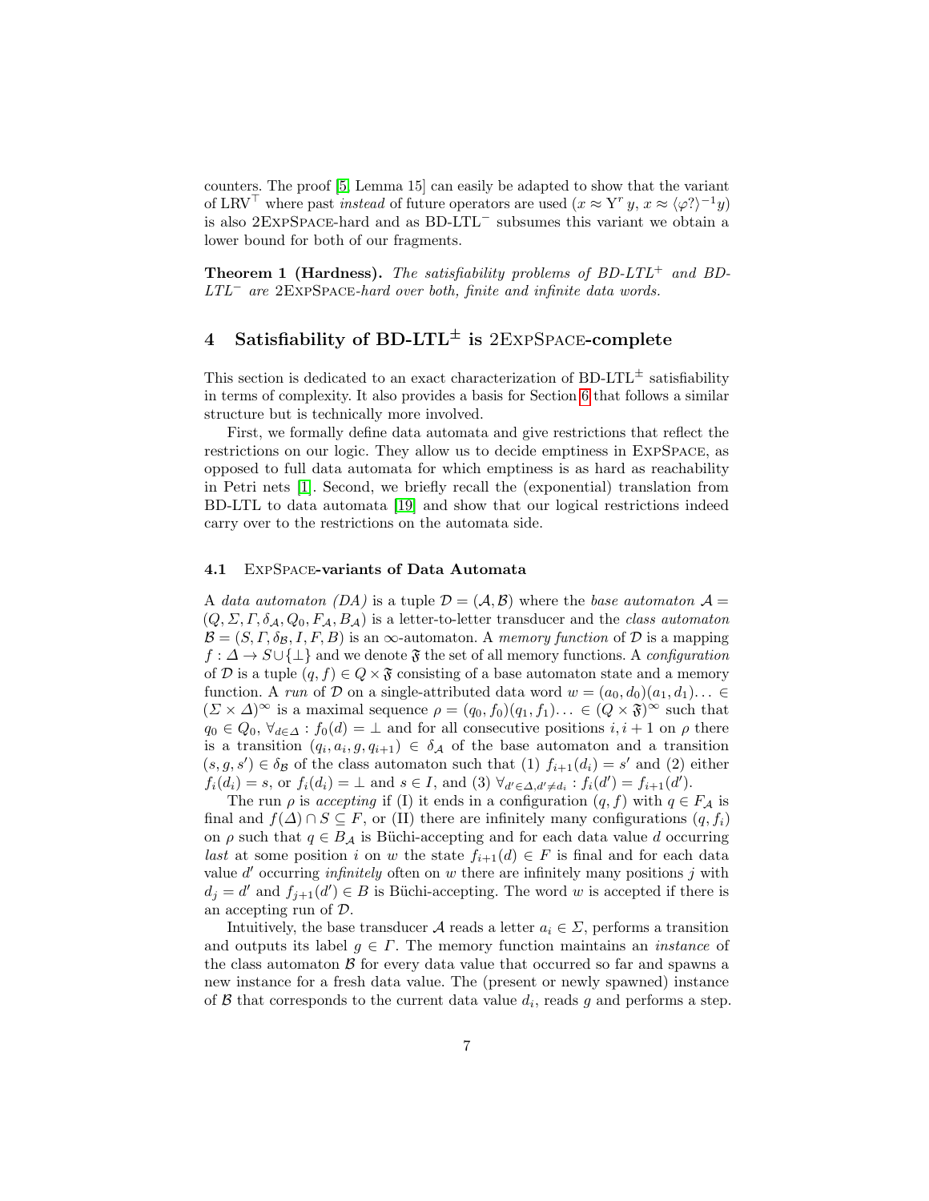counters. The proof [5, Lemma 15] can easily be adapted to show that the variant of LRV$^\top$ where past *instead* of future operators are used ($x \approx \mathrm{Y}^r\, y$, $x \approx \langle \varphi ? \rangle^{-1} y$) is also 2ExpSpace-hard and as BD-LTL$^-$ subsumes this variant we obtain a lower bound for both of our fragments.

**Theorem 1 (Hardness).** *The satisfiability problems of BD-LTL$^+$ and BD-LTL$^-$ are* 2ExpSpace*-hard over both, finite and infinite data words.*

## 4 Satisfiability of BD-LTL$^\pm$ is 2ExpSpace-complete

This section is dedicated to an exact characterization of BD-LTL$^\pm$ satisfiability in terms of complexity. It also provides a basis for Section 6 that follows a similar structure but is technically more involved.

First, we formally define data automata and give restrictions that reflect the restrictions on our logic. They allow us to decide emptiness in ExpSpace, as opposed to full data automata for which emptiness is as hard as reachability in Petri nets [1]. Second, we briefly recall the (exponential) translation from BD-LTL to data automata [19] and show that our logical restrictions indeed carry over to the restrictions on the automata side.

### 4.1 ExpSpace-variants of Data Automata

A *data automaton (DA)* is a tuple $\mathcal{D} = (\mathcal{A}, \mathcal{B})$ where the *base automaton* $\mathcal{A} = (Q, \Sigma, \Gamma, \delta_\mathcal{A}, Q_0, F_\mathcal{A}, B_\mathcal{A})$ is a letter-to-letter transducer and the *class automaton* $\mathcal{B} = (S, \Gamma, \delta_\mathcal{B}, I, F, B)$ is an $\infty$-automaton. A *memory function* of $\mathcal{D}$ is a mapping $f : \Delta \to S \cup \{\bot\}$ and we denote $\mathfrak{F}$ the set of all memory functions. A *configuration* of $\mathcal{D}$ is a tuple $(q, f) \in Q \times \mathfrak{F}$ consisting of a base automaton state and a memory function. A *run* of $\mathcal{D}$ on a single-attributed data word $w = (a_0, d_0)(a_1, d_1)\ldots \in (\Sigma \times \Delta)^\infty$ is a maximal sequence $\rho = (q_0, f_0)(q_1, f_1)\ldots \in (Q \times \mathfrak{F})^\infty$ such that $q_0 \in Q_0$, $\forall_{d \in \Delta} : f_0(d) = \bot$ and for all consecutive positions $i, i+1$ on $\rho$ there is a transition $(q_i, a_i, g, q_{i+1}) \in \delta_\mathcal{A}$ of the base automaton and a transition $(s, g, s') \in \delta_\mathcal{B}$ of the class automaton such that (1) $f_{i+1}(d_i) = s'$ and (2) either $f_i(d_i) = s$, or $f_i(d_i) = \bot$ and $s \in I$, and (3) $\forall_{d' \in \Delta, d' \neq d_i} : f_i(d') = f_{i+1}(d')$.

The run $\rho$ is *accepting* if (I) it ends in a configuration $(q, f)$ with $q \in F_\mathcal{A}$ is final and $f(\Delta) \cap S \subseteq F$, or (II) there are infinitely many configurations $(q, f_i)$ on $\rho$ such that $q \in B_\mathcal{A}$ is Büchi-accepting and for each data value $d$ occurring *last* at some position $i$ on $w$ the state $f_{i+1}(d) \in F$ is final and for each data value $d'$ occurring *infinitely* often on $w$ there are infinitely many positions $j$ with $d_j = d'$ and $f_{j+1}(d') \in B$ is Büchi-accepting. The word $w$ is accepted if there is an accepting run of $\mathcal{D}$.

Intuitively, the base transducer $\mathcal{A}$ reads a letter $a_i \in \Sigma$, performs a transition and outputs its label $g \in \Gamma$. The memory function maintains an *instance* of the class automaton $\mathcal{B}$ for every data value that occurred so far and spawns a new instance for a fresh data value. The (present or newly spawned) instance of $\mathcal{B}$ that corresponds to the current data value $d_i$, reads $g$ and performs a step.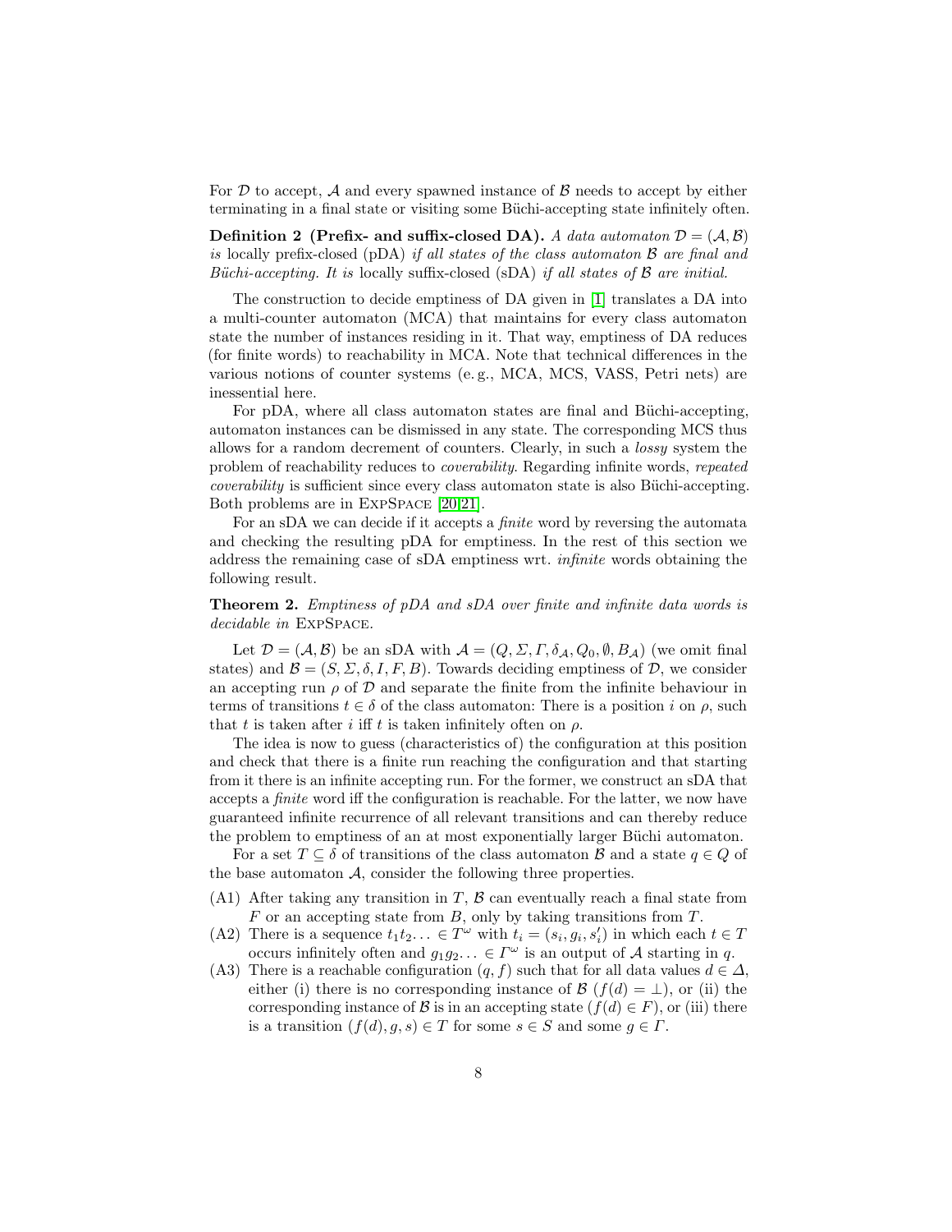For $\mathcal{D}$ to accept, $\mathcal{A}$ and every spawned instance of $\mathcal{B}$ needs to accept by either terminating in a final state or visiting some Büchi-accepting state infinitely often.

**Definition 2 (Prefix- and suffix-closed DA).** *A data automaton $\mathcal{D} = (\mathcal{A}, \mathcal{B})$ is* locally prefix-closed (pDA) *if all states of the class automaton $\mathcal{B}$ are final and Büchi-accepting. It is* locally suffix-closed (sDA) *if all states of $\mathcal{B}$ are initial.*

The construction to decide emptiness of DA given in [1] translates a DA into a multi-counter automaton (MCA) that maintains for every class automaton state the number of instances residing in it. That way, emptiness of DA reduces (for finite words) to reachability in MCA. Note that technical differences in the various notions of counter systems (e. g., MCA, MCS, VASS, Petri nets) are inessential here.

For pDA, where all class automaton states are final and Büchi-accepting, automaton instances can be dismissed in any state. The corresponding MCS thus allows for a random decrement of counters. Clearly, in such a *lossy* system the problem of reachability reduces to *coverability*. Regarding infinite words, *repeated coverability* is sufficient since every class automaton state is also Büchi-accepting. Both problems are in ExpSpace [20,21].

For an sDA we can decide if it accepts a *finite* word by reversing the automata and checking the resulting pDA for emptiness. In the rest of this section we address the remaining case of sDA emptiness wrt. *infinite* words obtaining the following result.

**Theorem 2.** *Emptiness of pDA and sDA over finite and infinite data words is decidable in* ExpSpace.

Let $\mathcal{D} = (\mathcal{A}, \mathcal{B})$ be an sDA with $\mathcal{A} = (Q, \Sigma, \Gamma, \delta_{\mathcal{A}}, Q_0, \emptyset, B_{\mathcal{A}})$ (we omit final states) and $\mathcal{B} = (S, \Sigma, \delta, I, F, B)$. Towards deciding emptiness of $\mathcal{D}$, we consider an accepting run $\rho$ of $\mathcal{D}$ and separate the finite from the infinite behaviour in terms of transitions $t \in \delta$ of the class automaton: There is a position $i$ on $\rho$, such that $t$ is taken after $i$ iff $t$ is taken infinitely often on $\rho$.

The idea is now to guess (characteristics of) the configuration at this position and check that there is a finite run reaching the configuration and that starting from it there is an infinite accepting run. For the former, we construct an sDA that accepts a *finite* word iff the configuration is reachable. For the latter, we now have guaranteed infinite recurrence of all relevant transitions and can thereby reduce the problem to emptiness of an at most exponentially larger Büchi automaton.

For a set $T \subseteq \delta$ of transitions of the class automaton $\mathcal{B}$ and a state $q \in Q$ of the base automaton $\mathcal{A}$, consider the following three properties.

- (A1) After taking any transition in $T$, $\mathcal{B}$ can eventually reach a final state from $F$ or an accepting state from $B$, only by taking transitions from $T$.
- (A2) There is a sequence $t_1 t_2 \ldots \in T^\omega$ with $t_i = (s_i, g_i, s'_i)$ in which each $t \in T$ occurs infinitely often and $g_1 g_2 \ldots \in \Gamma^\omega$ is an output of $\mathcal{A}$ starting in $q$.
- (A3) There is a reachable configuration $(q, f)$ such that for all data values $d \in \Delta$, either (i) there is no corresponding instance of $\mathcal{B}$ ($f(d) = \bot$), or (ii) the corresponding instance of $\mathcal{B}$ is in an accepting state ($f(d) \in F$), or (iii) there is a transition $(f(d), g, s) \in T$ for some $s \in S$ and some $g \in \Gamma$.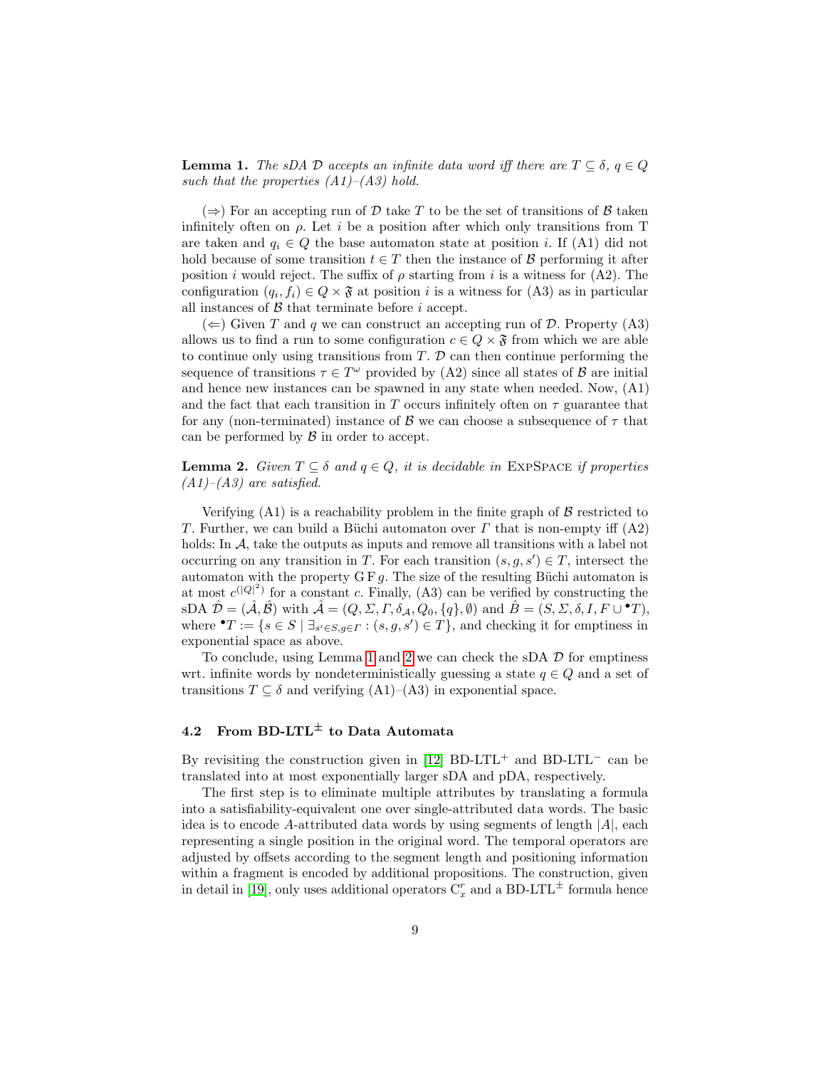**Lemma 1.** *The sDA $\mathcal{D}$ accepts an infinite data word iff there are $T \subseteq \delta$, $q \in Q$ such that the properties (A1)–(A3) hold.*

($\Rightarrow$) For an accepting run of $\mathcal{D}$ take $T$ to be the set of transitions of $\mathcal{B}$ taken infinitely often on $\rho$. Let $i$ be a position after which only transitions from T are taken and $q_i \in Q$ the base automaton state at position $i$. If (A1) did not hold because of some transition $t \in T$ then the instance of $\mathcal{B}$ performing it after position $i$ would reject. The suffix of $\rho$ starting from $i$ is a witness for (A2). The configuration $(q_i, f_i) \in Q \times \mathfrak{F}$ at position $i$ is a witness for (A3) as in particular all instances of $\mathcal{B}$ that terminate before $i$ accept.

($\Leftarrow$) Given $T$ and $q$ we can construct an accepting run of $\mathcal{D}$. Property (A3) allows us to find a run to some configuration $c \in Q \times \mathfrak{F}$ from which we are able to continue only using transitions from $T$. $\mathcal{D}$ can then continue performing the sequence of transitions $\tau \in T^\omega$ provided by (A2) since all states of $\mathcal{B}$ are initial and hence new instances can be spawned in any state when needed. Now, (A1) and the fact that each transition in $T$ occurs infinitely often on $\tau$ guarantee that for any (non-terminated) instance of $\mathcal{B}$ we can choose a subsequence of $\tau$ that can be performed by $\mathcal{B}$ in order to accept.

**Lemma 2.** *Given $T \subseteq \delta$ and $q \in Q$, it is decidable in* ExpSpace *if properties (A1)–(A3) are satisfied.*

Verifying (A1) is a reachability problem in the finite graph of $\mathcal{B}$ restricted to $T$. Further, we can build a Büchi automaton over $\Gamma$ that is non-empty iff (A2) holds: In $\mathcal{A}$, take the outputs as inputs and remove all transitions with a label not occurring on any transition in $T$. For each transition $(s, g, s') \in T$, intersect the automaton with the property $\mathrm{G}\,\mathrm{F}\, g$. The size of the resulting Büchi automaton is at most $c^{(|Q|^2)}$ for a constant $c$. Finally, (A3) can be verified by constructing the sDA $\hat{\mathcal{D}} = (\hat{\mathcal{A}}, \hat{\mathcal{B}})$ with $\hat{\mathcal{A}} = (Q, \Sigma, \Gamma, \delta_{\mathcal{A}}, Q_0, \{q\}, \emptyset)$ and $\hat{B} = (S, \Sigma, \delta, I, F \cup {}^\bullet T)$, where ${}^\bullet T := \{s \in S \mid \exists_{s' \in S, g \in \Gamma} : (s, g, s') \in T\}$, and checking it for emptiness in exponential space as above.

To conclude, using Lemma 1 and 2 we can check the sDA $\mathcal{D}$ for emptiness wrt. infinite words by nondeterministically guessing a state $q \in Q$ and a set of transitions $T \subseteq \delta$ and verifying (A1)–(A3) in exponential space.

### 4.2 From BD-LTL$^{\pm}$ to Data Automata

By revisiting the construction given in [12] BD-LTL$^{+}$ and BD-LTL$^{-}$ can be translated into at most exponentially larger sDA and pDA, respectively.

The first step is to eliminate multiple attributes by translating a formula into a satisfiability-equivalent one over single-attributed data words. The basic idea is to encode $A$-attributed data words by using segments of length $|A|$, each representing a single position in the original word. The temporal operators are adjusted by offsets according to the segment length and positioning information within a fragment is encoded by additional propositions. The construction, given in detail in [19], only uses additional operators $\mathrm{C}_x^r$ and a BD-LTL$^{\pm}$ formula hence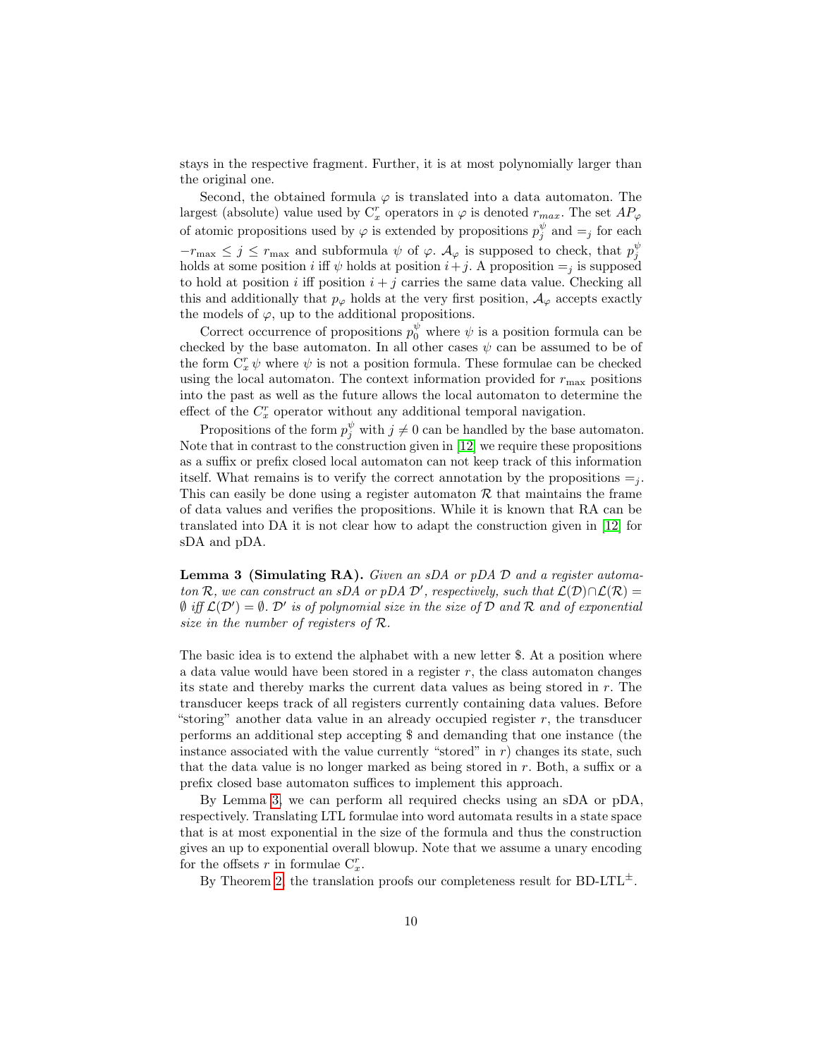stays in the respective fragment. Further, it is at most polynomially larger than the original one.

Second, the obtained formula $\varphi$ is translated into a data automaton. The largest (absolute) value used by $\mathrm{C}_x^r$ operators in $\varphi$ is denoted $r_{max}$. The set $AP_\varphi$ of atomic propositions used by $\varphi$ is extended by propositions $p_j^\psi$ and $=_j$ for each $-r_{\max} \leq j \leq r_{\max}$ and subformula $\psi$ of $\varphi$. $\mathcal{A}_\varphi$ is supposed to check, that $p_j^\psi$ holds at some position $i$ iff $\psi$ holds at position $i+j$. A proposition $=_j$ is supposed to hold at position $i$ iff position $i+j$ carries the same data value. Checking all this and additionally that $p_\varphi$ holds at the very first position, $\mathcal{A}_\varphi$ accepts exactly the models of $\varphi$, up to the additional propositions.

Correct occurrence of propositions $p_0^\psi$ where $\psi$ is a position formula can be checked by the base automaton. In all other cases $\psi$ can be assumed to be of the form $\mathrm{C}_x^r\,\psi$ where $\psi$ is not a position formula. These formulae can be checked using the local automaton. The context information provided for $r_{\max}$ positions into the past as well as the future allows the local automaton to determine the effect of the $C_x^r$ operator without any additional temporal navigation.

Propositions of the form $p_j^\psi$ with $j \neq 0$ can be handled by the base automaton. Note that in contrast to the construction given in [12] we require these propositions as a suffix or prefix closed local automaton can not keep track of this information itself. What remains is to verify the correct annotation by the propositions $=_j$. This can easily be done using a register automaton $\mathcal{R}$ that maintains the frame of data values and verifies the propositions. While it is known that RA can be translated into DA it is not clear how to adapt the construction given in [12] for sDA and pDA.

**Lemma 3 (Simulating RA).** *Given an sDA or pDA $\mathcal{D}$ and a register automaton $\mathcal{R}$, we can construct an sDA or pDA $\mathcal{D}'$, respectively, such that $\mathcal{L}(\mathcal{D}) \cap \mathcal{L}(\mathcal{R}) = \emptyset$ iff $\mathcal{L}(\mathcal{D}') = \emptyset$. $\mathcal{D}'$ is of polynomial size in the size of $\mathcal{D}$ and $\mathcal{R}$ and of exponential size in the number of registers of $\mathcal{R}$.*

The basic idea is to extend the alphabet with a new letter \$. At a position where a data value would have been stored in a register $r$, the class automaton changes its state and thereby marks the current data values as being stored in $r$. The transducer keeps track of all registers currently containing data values. Before "storing" another data value in an already occupied register $r$, the transducer performs an additional step accepting \$ and demanding that one instance (the instance associated with the value currently "stored" in $r$) changes its state, such that the data value is no longer marked as being stored in $r$. Both, a suffix or a prefix closed base automaton suffices to implement this approach.

By Lemma 3, we can perform all required checks using an sDA or pDA, respectively. Translating LTL formulae into word automata results in a state space that is at most exponential in the size of the formula and thus the construction gives an up to exponential overall blowup. Note that we assume a unary encoding for the offsets $r$ in formulae $\mathrm{C}_x^r$.

By Theorem 2, the translation proofs our completeness result for BD-LTL$^\pm$.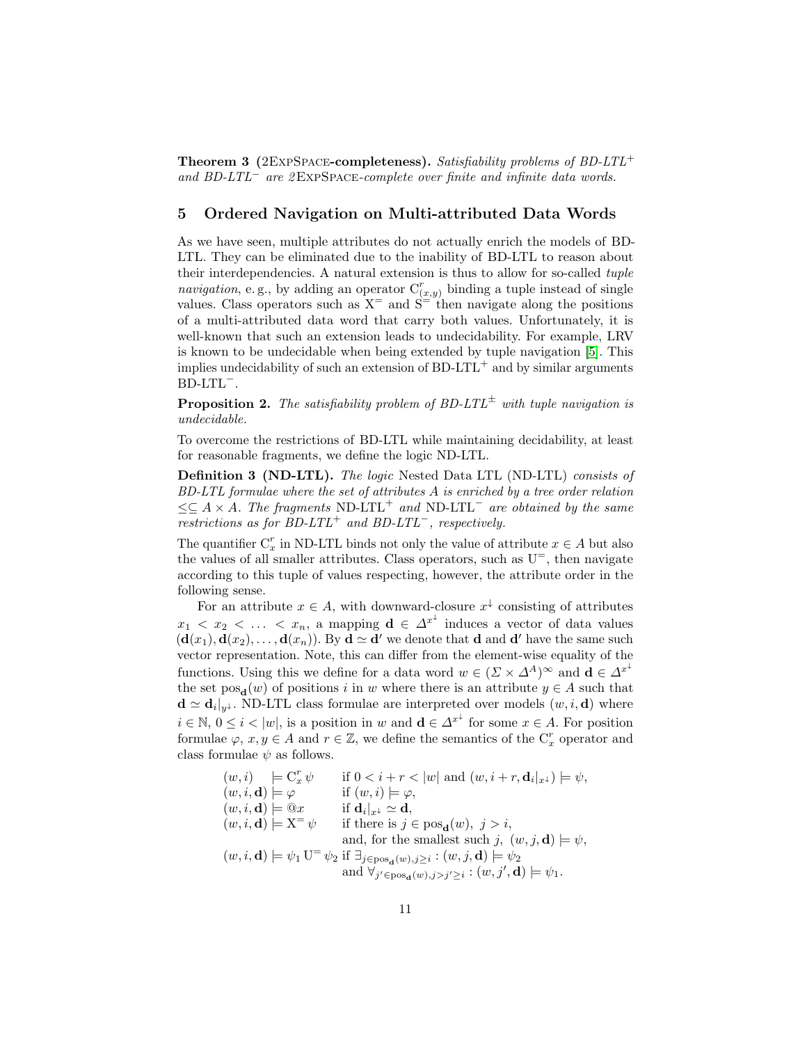**Theorem 3 (2ExpSpace-completeness).** *Satisfiability problems of BD-LTL$^+$ and BD-LTL$^-$ are 2ExpSpace-complete over finite and infinite data words.*

## 5 Ordered Navigation on Multi-attributed Data Words

As we have seen, multiple attributes do not actually enrich the models of BD-LTL. They can be eliminated due to the inability of BD-LTL to reason about their interdependencies. A natural extension is thus to allow for so-called *tuple navigation*, e. g., by adding an operator $\mathrm{C}^r_{(x,y)}$ binding a tuple instead of single values. Class operators such as $\mathrm{X}^=$ and $\mathrm{S}^=$ then navigate along the positions of a multi-attributed data word that carry both values. Unfortunately, it is well-known that such an extension leads to undecidability. For example, LRV is known to be undecidable when being extended by tuple navigation [5]. This implies undecidability of such an extension of BD-LTL$^+$ and by similar arguments BD-LTL$^-$.

**Proposition 2.** *The satisfiability problem of BD-LTL$^\pm$ with tuple navigation is undecidable.*

To overcome the restrictions of BD-LTL while maintaining decidability, at least for reasonable fragments, we define the logic ND-LTL.

**Definition 3 (ND-LTL).** *The logic* Nested Data LTL (ND-LTL) *consists of BD-LTL formulae where the set of attributes $A$ is enriched by a tree order relation $\leq \subseteq A \times A$. The fragments* ND-LTL$^+$ *and* ND-LTL$^-$ *are obtained by the same restrictions as for BD-LTL$^+$ and BD-LTL$^-$, respectively.*

The quantifier $\mathrm{C}^r_x$ in ND-LTL binds not only the value of attribute $x \in A$ but also the values of all smaller attributes. Class operators, such as $\mathrm{U}^=$, then navigate according to this tuple of values respecting, however, the attribute order in the following sense.

For an attribute $x \in A$, with downward-closure $x^\downarrow$ consisting of attributes $x_1 < x_2 < \ldots < x_n$, a mapping $\mathbf{d} \in \Delta^{x^\downarrow}$ induces a vector of data values $(\mathbf{d}(x_1), \mathbf{d}(x_2), \ldots, \mathbf{d}(x_n))$. By $\mathbf{d} \simeq \mathbf{d}'$ we denote that $\mathbf{d}$ and $\mathbf{d}'$ have the same such vector representation. Note, this can differ from the element-wise equality of the functions. Using this we define for a data word $w \in (\Sigma \times \Delta^A)^\infty$ and $\mathbf{d} \in \Delta^{x^\downarrow}$ the set $\mathrm{pos}_{\mathbf{d}}(w)$ of positions $i$ in $w$ where there is an attribute $y \in A$ such that $\mathbf{d} \simeq \mathbf{d}_i|_{y^\downarrow}$. ND-LTL class formulae are interpreted over models $(w, i, \mathbf{d})$ where $i \in \mathbb{N}$, $0 \leq i < |w|$, is a position in $w$ and $\mathbf{d} \in \Delta^{x^\downarrow}$ for some $x \in A$. For position formulae $\varphi$, $x, y \in A$ and $r \in \mathbb{Z}$, we define the semantics of the $\mathrm{C}^r_x$ operator and class formulae $\psi$ as follows.

$$
\begin{array}{lll}
(w,i) & \models \mathrm{C}^r_x\,\psi & \text{if } 0 < i+r < |w| \text{ and } (w, i+r, \mathbf{d}_i|_{x^\downarrow}) \models \psi, \\
(w,i,\mathbf{d}) & \models \varphi & \text{if } (w,i) \models \varphi, \\
(w,i,\mathbf{d}) & \models @x & \text{if } \mathbf{d}_i|_{x^\downarrow} \simeq \mathbf{d}, \\
(w,i,\mathbf{d}) & \models \mathrm{X}^=\psi & \text{if there is } j \in \mathrm{pos}_{\mathbf{d}}(w),\ j > i, \\
& & \text{and, for the smallest such } j,\ (w,j,\mathbf{d}) \models \psi, \\
(w,i,\mathbf{d}) & \models \psi_1 \,\mathrm{U}^=\, \psi_2 & \text{if } \exists_{j \in \mathrm{pos}_{\mathbf{d}}(w), j \geq i} : (w,j,\mathbf{d}) \models \psi_2 \\
& & \text{and } \forall_{j' \in \mathrm{pos}_{\mathbf{d}}(w), j > j' \geq i} : (w,j',\mathbf{d}) \models \psi_1.
\end{array}
$$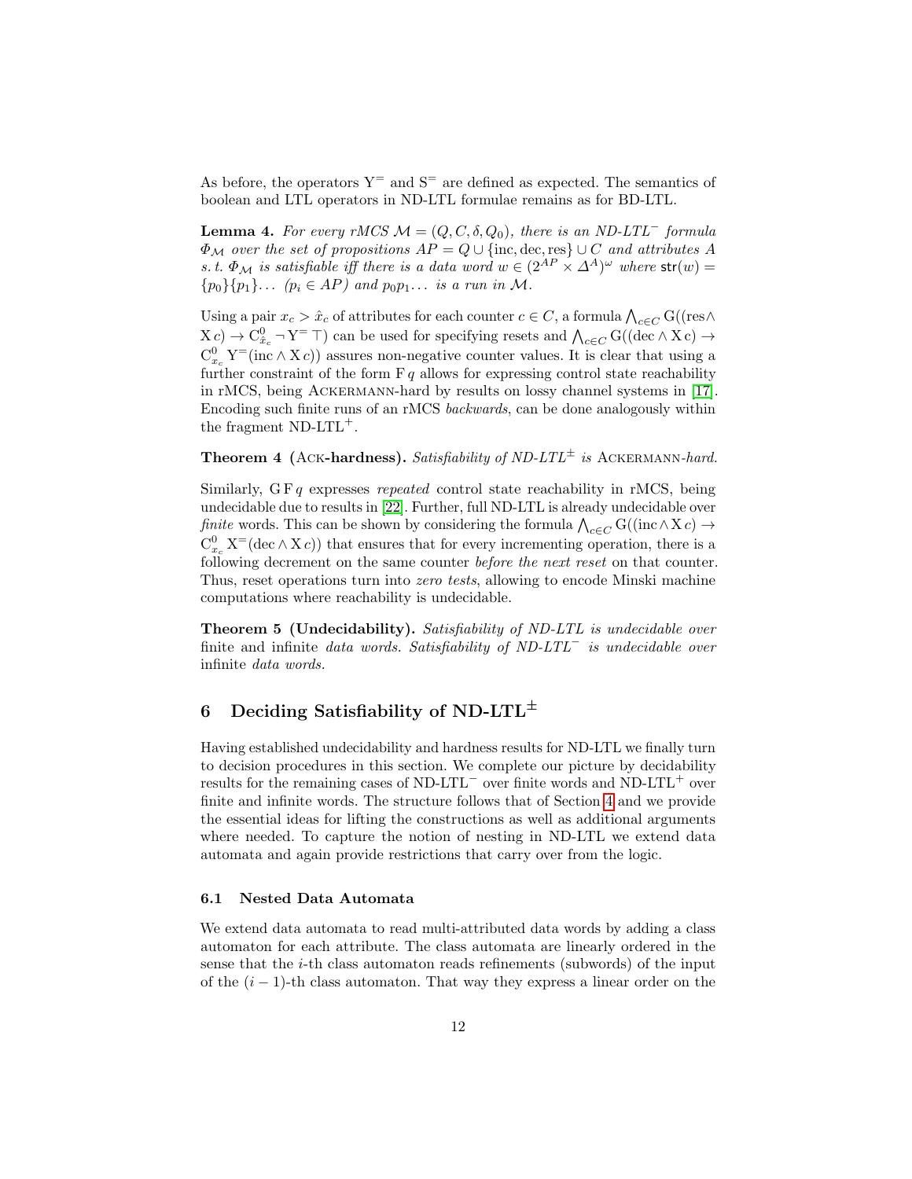As before, the operators $\mathrm{Y}^{=}$ and $\mathrm{S}^{=}$ are defined as expected. The semantics of boolean and LTL operators in ND-LTL formulae remains as for BD-LTL.

**Lemma 4.** *For every rMCS $\mathcal{M} = (Q, C, \delta, Q_0)$, there is an ND-LTL$^-$ formula $\Phi_{\mathcal{M}}$ over the set of propositions $AP = Q \cup \{\mathrm{inc}, \mathrm{dec}, \mathrm{res}\} \cup C$ and attributes $A$ s. t. $\Phi_{\mathcal{M}}$ is satisfiable iff there is a data word $w \in (2^{AP} \times \Delta^A)^\omega$ where $\mathsf{str}(w) = \{p_0\}\{p_1\}\ldots$ ($p_i \in AP$) and $p_0 p_1 \ldots$ is a run in $\mathcal{M}$.*

Using a pair $x_c > \hat{x}_c$ of attributes for each counter $c \in C$, a formula $\bigwedge_{c\in C} \mathrm{G}((\mathrm{res} \wedge \mathrm{X}\, c) \to \mathrm{C}^0_{\hat{x}_c} \neg \mathrm{Y}^{=} \top)$ can be used for specifying resets and $\bigwedge_{c\in C} \mathrm{G}((\mathrm{dec} \wedge \mathrm{X}\, c) \to \mathrm{C}^0_{x_c} \mathrm{Y}^{=}(\mathrm{inc} \wedge \mathrm{X}\, c))$ assures non-negative counter values. It is clear that using a further constraint of the form $\mathrm{F}\, q$ allows for expressing control state reachability in rMCS, being Ackermann-hard by results on lossy channel systems in [17]. Encoding such finite runs of an rMCS *backwards*, can be done analogously within the fragment ND-LTL$^+$.

**Theorem 4 (Ack-hardness).** *Satisfiability of ND-LTL$^\pm$ is* Ackermann*-hard.*

Similarly, $\mathrm{G}\,\mathrm{F}\, q$ expresses *repeated* control state reachability in rMCS, being undecidable due to results in [22]. Further, full ND-LTL is already undecidable over *finite* words. This can be shown by considering the formula $\bigwedge_{c\in C} \mathrm{G}((\mathrm{inc} \wedge \mathrm{X}\, c) \to \mathrm{C}^0_{x_c} \mathrm{X}^{=}(\mathrm{dec} \wedge \mathrm{X}\, c))$ that ensures that for every incrementing operation, there is a following decrement on the same counter *before the next reset* on that counter. Thus, reset operations turn into *zero tests*, allowing to encode Minski machine computations where reachability is undecidable.

**Theorem 5 (Undecidability).** *Satisfiability of ND-LTL is undecidable over* finite *and* infinite *data words. Satisfiability of ND-LTL$^-$ is undecidable over* infinite *data words.*

## 6 Deciding Satisfiability of ND-LTL$^\pm$

Having established undecidability and hardness results for ND-LTL we finally turn to decision procedures in this section. We complete our picture by decidability results for the remaining cases of ND-LTL$^-$ over finite words and ND-LTL$^+$ over finite and infinite words. The structure follows that of Section 4 and we provide the essential ideas for lifting the constructions as well as additional arguments where needed. To capture the notion of nesting in ND-LTL we extend data automata and again provide restrictions that carry over from the logic.

### 6.1 Nested Data Automata

We extend data automata to read multi-attributed data words by adding a class automaton for each attribute. The class automata are linearly ordered in the sense that the $i$-th class automaton reads refinements (subwords) of the input of the $(i-1)$-th class automaton. That way they express a linear order on the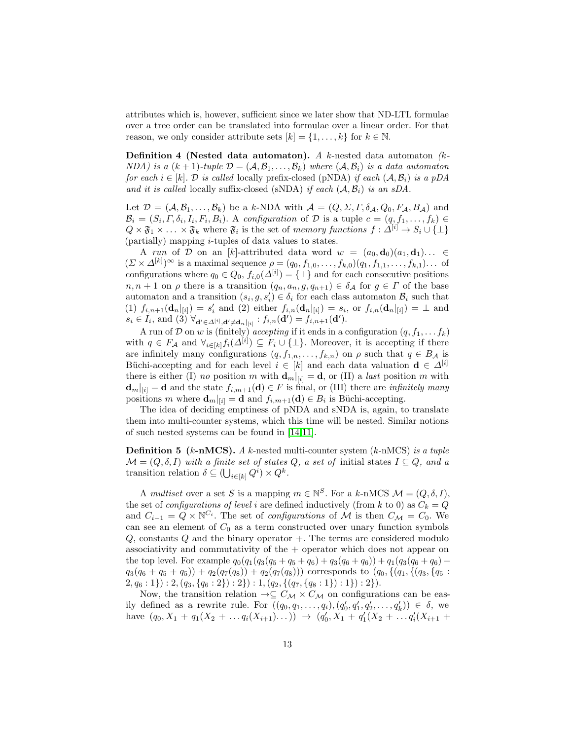attributes which is, however, sufficient since we later show that ND-LTL formulae over a tree order can be translated into formulae over a linear order. For that reason, we only consider attribute sets $[k] = \{1, \ldots, k\}$ for $k \in \mathbb{N}$.

**Definition 4 (Nested data automaton).** *A* $k$-nested data automaton *($k$-NDA) is a $(k+1)$-tuple $\mathcal{D} = (\mathcal{A}, \mathcal{B}_1, \ldots, \mathcal{B}_k)$ where $(\mathcal{A}, \mathcal{B}_i)$ is a data automaton for each $i \in [k]$. $\mathcal{D}$ is called* locally prefix-closed (pNDA) *if each $(\mathcal{A}, \mathcal{B}_i)$ is a pDA and it is called* locally suffix-closed (sNDA) *if each $(\mathcal{A}, \mathcal{B}_i)$ is an sDA.*

Let $\mathcal{D} = (\mathcal{A}, \mathcal{B}_1, \ldots, \mathcal{B}_k)$ be a $k$-NDA with $\mathcal{A} = (Q, \Sigma, \Gamma, \delta_{\mathcal{A}}, Q_0, F_{\mathcal{A}}, B_{\mathcal{A}})$ and $\mathcal{B}_i = (S_i, \Gamma, \delta_i, I_i, F_i, B_i)$. A *configuration* of $\mathcal{D}$ is a tuple $c = (q, f_1, \ldots, f_k) \in Q \times \mathfrak{F}_1 \times \ldots \times \mathfrak{F}_k$ where $\mathfrak{F}_i$ is the set of *memory functions* $f : \Delta^{[i]} \to S_i \cup \{\bot\}$ (partially) mapping $i$-tuples of data values to states.

A *run* of $\mathcal{D}$ on an $[k]$-attributed data word $w = (a_0, \mathbf{d}_0)(a_1, \mathbf{d}_1) \ldots \in (\Sigma \times \Delta^{[k]})^\infty$ is a maximal sequence $\rho = (q_0, f_{1,0}, \ldots, f_{k,0})(q_1, f_{1,1}, \ldots, f_{k,1}) \ldots$ of configurations where $q_0 \in Q_0$, $f_{i,0}(\Delta^{[i]}) = \{\bot\}$ and for each consecutive positions $n, n+1$ on $\rho$ there is a transition $(q_n, a_n, g, q_{n+1}) \in \delta_{\mathcal{A}}$ for $g \in \Gamma$ of the base automaton and a transition $(s_i, g, s_i') \in \delta_i$ for each class automaton $\mathcal{B}_i$ such that (1) $f_{i,n+1}(\mathbf{d}_n|_{[i]}) = s_i'$ and (2) either $f_{i,n}(\mathbf{d}_n|_{[i]}) = s_i$, or $f_{i,n}(\mathbf{d}_n|_{[i]}) = \bot$ and $s_i \in I_i$, and (3) $\forall_{\mathbf{d}' \in \Delta^{[i]}, \mathbf{d}' \neq \mathbf{d}_n|_{[i]}} : f_{i,n}(\mathbf{d}') = f_{i,n+1}(\mathbf{d}')$.

A run of $\mathcal{D}$ on $w$ is (finitely) *accepting* if it ends in a configuration $(q, f_1, \ldots f_k)$ with $q \in F_{\mathcal{A}}$ and $\forall_{i \in [k]} f_i(\Delta^{[i]}) \subseteq F_i \cup \{\bot\}$. Moreover, it is accepting if there are infinitely many configurations $(q, f_{1,n}, \ldots, f_{k,n})$ on $\rho$ such that $q \in B_{\mathcal{A}}$ is Büchi-accepting and for each level $i \in [k]$ and each data valuation $\mathbf{d} \in \Delta^{[i]}$ there is either (I) *no* position $m$ with $\mathbf{d}_m|_{[i]} = \mathbf{d}$, or (II) a *last* position $m$ with $\mathbf{d}_m|_{[i]} = \mathbf{d}$ and the state $f_{i,m+1}(\mathbf{d}) \in F$ is final, or (III) there are *infinitely many* positions $m$ where $\mathbf{d}_m|_{[i]} = \mathbf{d}$ and $f_{i,m+1}(\mathbf{d}) \in B_i$ is Büchi-accepting.

The idea of deciding emptiness of pNDA and sNDA is, again, to translate them into multi-counter systems, which this time will be nested. Similar notions of such nested systems can be found in [14,11].

**Definition 5 ($k$-nMCS).** *A* $k$-nested multi-counter system ($k$-nMCS) *is a tuple $\mathcal{M} = (Q, \delta, I)$ with a finite set of states $Q$, a set of* initial states *$I \subseteq Q$, and a* transition relation *$\delta \subseteq (\bigcup_{i \in [k]} Q^i) \times Q^k$.*

A *multiset* over a set $S$ is a mapping $m \in \mathbb{N}^S$. For a $k$-nMCS $\mathcal{M} = (Q, \delta, I)$, the set of *configurations of level* $i$ are defined inductively (from $k$ to 0) as $C_k = Q$ and $C_{i-1} = Q \times \mathbb{N}^{C_i}$. The set of *configurations* of $\mathcal{M}$ is then $C_{\mathcal{M}} = C_0$. We can see an element of $C_0$ as a term constructed over unary function symbols $Q$, constants $Q$ and the binary operator $+$. The terms are considered modulo associativity and commutativity of the $+$ operator which does not appear on the top level. For example $q_0(q_1(q_3(q_5 + q_5 + q_6) + q_3(q_6 + q_6)) + q_1(q_3(q_6 + q_6) + q_3(q_6 + q_5 + q_5)) + q_2(q_7(q_8)) + q_2(q_7(q_8)))$ corresponds to $(q_0, \{(q_1, \{(q_3, \{q_5 : 2, q_6 : 1\}) : 1, (q_3, \{q_6 : 2\}) : 1\}) : 2, (q_2, \{(q_7, \{q_8 : 1\}) : 1\}) : 2\})$.

Now, the transition relation $\to \subseteq C_{\mathcal{M}} \times C_{\mathcal{M}}$ on configurations can be easily defined as a rewrite rule. For $((q_0, q_1, \ldots, q_i), (q_0', q_1', q_2', \ldots, q_k')) \in \delta$, we have $(q_0, X_1 + q_1(X_2 + \ldots q_i(X_{i+1}) \ldots)) \to (q_0', X_1 + q_1'(X_2 + \ldots q_i'(X_{i+1} +$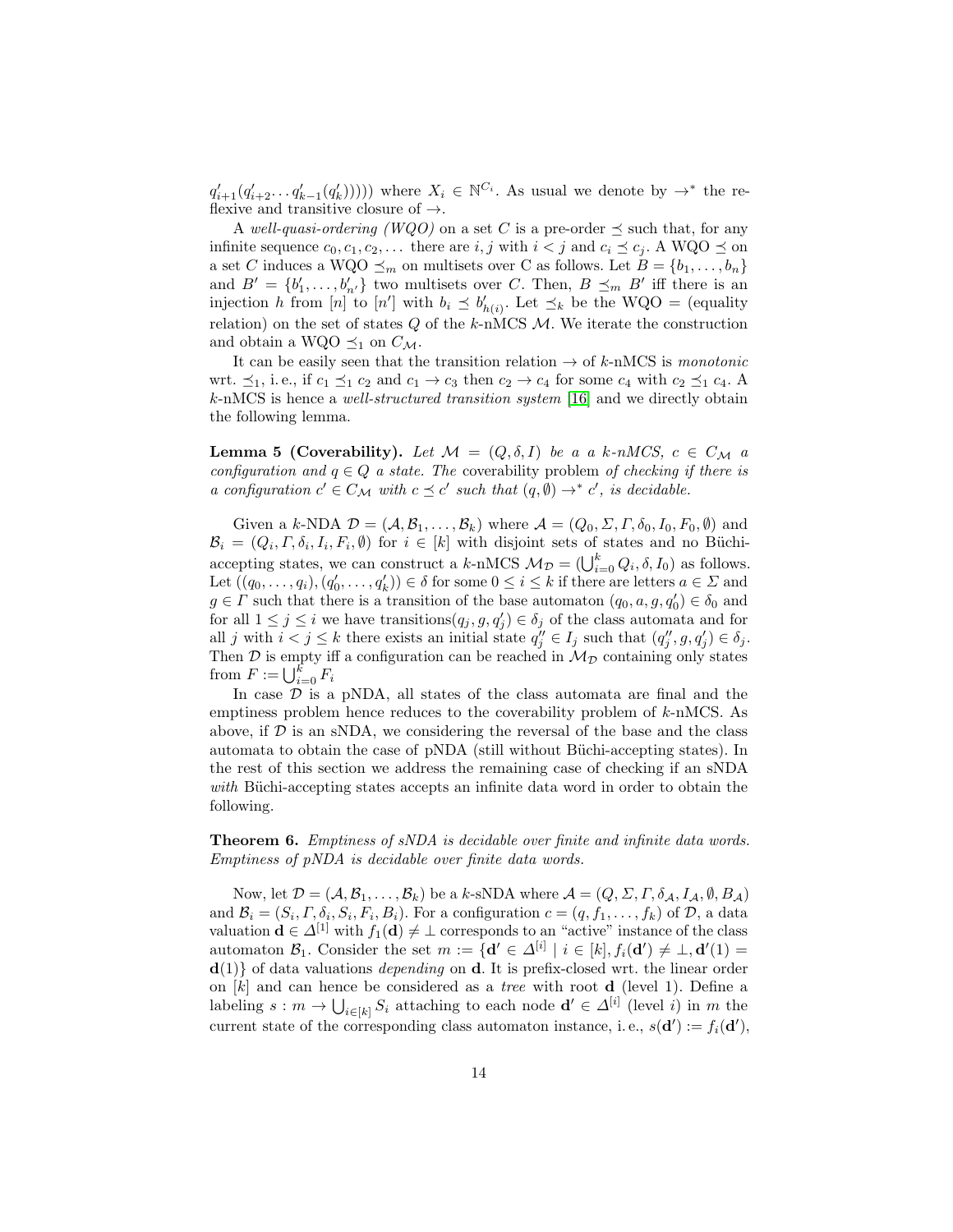$q'_{i+1}(q'_{i+2} \ldots q'_{k-1}(q'_k)))))$ where $X_i \in \mathbb{N}^{C_i}$. As usual we denote by $\rightarrow^*$ the reflexive and transitive closure of $\rightarrow$.

A *well-quasi-ordering (WQO)* on a set $C$ is a pre-order $\preceq$ such that, for any infinite sequence $c_0, c_1, c_2, \ldots$ there are $i, j$ with $i < j$ and $c_i \preceq c_j$. A WQO $\preceq$ on a set $C$ induces a WQO $\preceq_m$ on multisets over C as follows. Let $B = \{b_1, \ldots, b_n\}$ and $B' = \{b'_1, \ldots, b'_{n'}\}$ two multisets over $C$. Then, $B \preceq_m B'$ iff there is an injection $h$ from $[n]$ to $[n']$ with $b_i \preceq b'_{h(i)}$. Let $\preceq_k$ be the WQO $=$ (equality relation) on the set of states $Q$ of the $k$-nMCS $\mathcal{M}$. We iterate the construction and obtain a WQO $\preceq_1$ on $C_{\mathcal{M}}$.

It can be easily seen that the transition relation $\rightarrow$ of $k$-nMCS is *monotonic* wrt. $\preceq_1$, i. e., if $c_1 \preceq_1 c_2$ and $c_1 \rightarrow c_3$ then $c_2 \rightarrow c_4$ for some $c_4$ with $c_2 \preceq_1 c_4$. A $k$-nMCS is hence a *well-structured transition system* [16] and we directly obtain the following lemma.

**Lemma 5 (Coverability).** *Let $\mathcal{M} = (Q, \delta, I)$ be a a $k$-nMCS, $c \in C_{\mathcal{M}}$ a configuration and $q \in Q$ a state. The* coverability problem *of checking if there is a configuration $c' \in C_{\mathcal{M}}$ with $c \preceq c'$ such that $(q, \emptyset) \rightarrow^* c'$, is decidable.*

Given a $k$-NDA $\mathcal{D} = (\mathcal{A}, \mathcal{B}_1, \ldots, \mathcal{B}_k)$ where $\mathcal{A} = (Q_0, \Sigma, \Gamma, \delta_0, I_0, F_0, \emptyset)$ and $\mathcal{B}_i = (Q_i, \Gamma, \delta_i, I_i, F_i, \emptyset)$ for $i \in [k]$ with disjoint sets of states and no Büchi-accepting states, we can construct a $k$-nMCS $\mathcal{M}_{\mathcal{D}} = (\bigcup_{i=0}^{k} Q_i, \delta, I_0)$ as follows. Let $((q_0, \ldots, q_i), (q'_0, \ldots, q'_k)) \in \delta$ for some $0 \leq i \leq k$ if there are letters $a \in \Sigma$ and $g \in \Gamma$ such that there is a transition of the base automaton $(q_0, a, g, q'_0) \in \delta_0$ and for all $1 \leq j \leq i$ we have transitions$(q_j, g, q'_j) \in \delta_j$ of the class automata and for all $j$ with $i < j \leq k$ there exists an initial state $q''_j \in I_j$ such that $(q''_j, g, q'_j) \in \delta_j$. Then $\mathcal{D}$ is empty iff a configuration can be reached in $\mathcal{M}_{\mathcal{D}}$ containing only states from $F := \bigcup_{i=0}^{k} F_i$

In case $\mathcal{D}$ is a pNDA, all states of the class automata are final and the emptiness problem hence reduces to the coverability problem of $k$-nMCS. As above, if $\mathcal{D}$ is an sNDA, we considering the reversal of the base and the class automata to obtain the case of pNDA (still without Büchi-accepting states). In the rest of this section we address the remaining case of checking if an sNDA *with* Büchi-accepting states accepts an infinite data word in order to obtain the following.

**Theorem 6.** *Emptiness of sNDA is decidable over finite and infinite data words. Emptiness of pNDA is decidable over finite data words.*

Now, let $\mathcal{D} = (\mathcal{A}, \mathcal{B}_1, \ldots, \mathcal{B}_k)$ be a $k$-sNDA where $\mathcal{A} = (Q, \Sigma, \Gamma, \delta_{\mathcal{A}}, I_{\mathcal{A}}, \emptyset, B_{\mathcal{A}})$ and $\mathcal{B}_i = (S_i, \Gamma, \delta_i, S_i, F_i, B_i)$. For a configuration $c = (q, f_1, \ldots, f_k)$ of $\mathcal{D}$, a data valuation $\mathbf{d} \in \Delta^{[1]}$ with $f_1(\mathbf{d}) \neq \bot$ corresponds to an "active" instance of the class automaton $\mathcal{B}_1$. Consider the set $m := \{\mathbf{d}' \in \Delta^{[i]} \mid i \in [k], f_i(\mathbf{d}') \neq \bot, \mathbf{d}'(1) = \mathbf{d}(1)\}$ of data valuations *depending* on $\mathbf{d}$. It is prefix-closed wrt. the linear order on $[k]$ and can hence be considered as a *tree* with root $\mathbf{d}$ (level 1). Define a labeling $s : m \rightarrow \bigcup_{i \in [k]} S_i$ attaching to each node $\mathbf{d}' \in \Delta^{[i]}$ (level $i$) in $m$ the current state of the corresponding class automaton instance, i. e., $s(\mathbf{d}') := f_i(\mathbf{d}')$,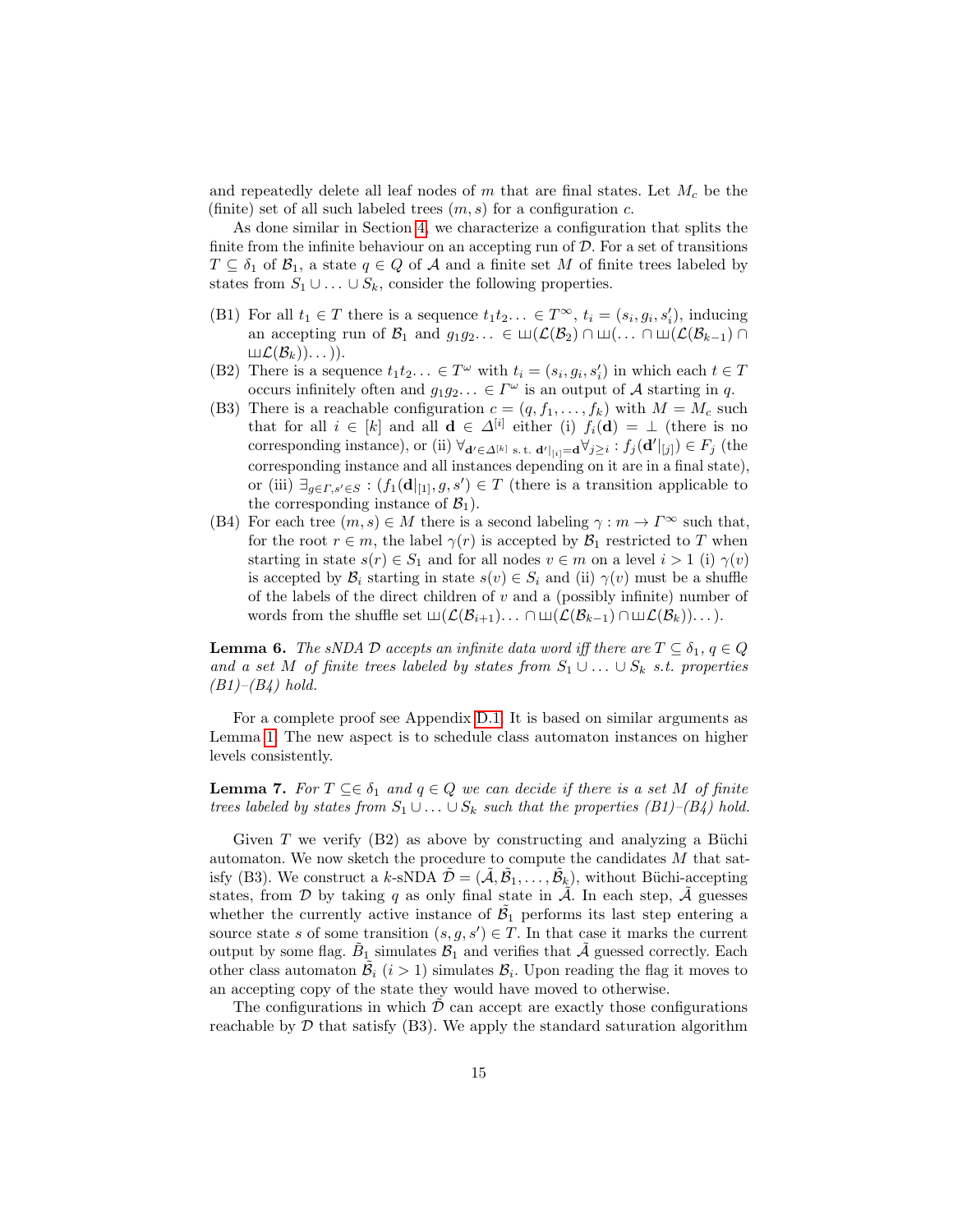and repeatedly delete all leaf nodes of $m$ that are final states. Let $M_c$ be the (finite) set of all such labeled trees $(m, s)$ for a configuration $c$.

As done similar in Section 4, we characterize a configuration that splits the finite from the infinite behaviour on an accepting run of $\mathcal{D}$. For a set of transitions $T \subseteq \delta_1$ of $\mathcal{B}_1$, a state $q \in Q$ of $\mathcal{A}$ and a finite set $M$ of finite trees labeled by states from $S_1 \cup \ldots \cup S_k$, consider the following properties.

(B1) For all $t_1 \in T$ there is a sequence $t_1 t_2 \ldots \in T^\infty$, $t_i = (s_i, g_i, s_i')$, inducing an accepting run of $\mathcal{B}_1$ and $g_1 g_2 \ldots \in ⧢(\mathcal{L}(\mathcal{B}_2) \cap ⧢(\ldots \cap ⧢(\mathcal{L}(\mathcal{B}_{k-1}) \cap ⧢\mathcal{L}(\mathcal{B}_k))\ldots))$.

(B2) There is a sequence $t_1 t_2 \ldots \in T^\omega$ with $t_i = (s_i, g_i, s_i')$ in which each $t \in T$ occurs infinitely often and $g_1 g_2 \ldots \in \Gamma^\omega$ is an output of $\mathcal{A}$ starting in $q$.

(B3) There is a reachable configuration $c = (q, f_1, \ldots, f_k)$ with $M = M_c$ such that for all $i \in [k]$ and all $\mathbf{d} \in \Delta^{[i]}$ either (i) $f_i(\mathbf{d}) = \bot$ (there is no corresponding instance), or (ii) $\forall_{\mathbf{d}' \in \Delta^{[k]} \text{ s.t. } \mathbf{d}'|_{[i]} = \mathbf{d}} \forall_{j \geq i} : f_j(\mathbf{d}'|_{[j]}) \in F_j$ (the corresponding instance and all instances depending on it are in a final state), or (iii) $\exists_{g \in \Gamma, s' \in S} : (f_1(\mathbf{d}|_{[1]}), g, s') \in T$ (there is a transition applicable to the corresponding instance of $\mathcal{B}_1$).

(B4) For each tree $(m, s) \in M$ there is a second labeling $\gamma : m \to \Gamma^\infty$ such that, for the root $r \in m$, the label $\gamma(r)$ is accepted by $\mathcal{B}_1$ restricted to $T$ when starting in state $s(r) \in S_1$ and for all nodes $v \in m$ on a level $i > 1$ (i) $\gamma(v)$ is accepted by $\mathcal{B}_i$ starting in state $s(v) \in S_i$ and (ii) $\gamma(v)$ must be a shuffle of the labels of the direct children of $v$ and a (possibly infinite) number of words from the shuffle set $⧢(\mathcal{L}(\mathcal{B}_{i+1}) \ldots \cap ⧢(\mathcal{L}(\mathcal{B}_{k-1}) \cap ⧢\mathcal{L}(\mathcal{B}_k))\ldots)$.

**Lemma 6.** *The sNDA $\mathcal{D}$ accepts an infinite data word iff there are $T \subseteq \delta_1$, $q \in Q$ and a set $M$ of finite trees labeled by states from $S_1 \cup \ldots \cup S_k$ s.t. properties (B1)–(B4) hold.*

For a complete proof see Appendix D.1. It is based on similar arguments as Lemma 1. The new aspect is to schedule class automaton instances on higher levels consistently.

**Lemma 7.** *For $T \subseteq\in \delta_1$ and $q \in Q$ we can decide if there is a set $M$ of finite trees labeled by states from $S_1 \cup \ldots \cup S_k$ such that the properties (B1)–(B4) hold.*

Given $T$ we verify (B2) as above by constructing and analyzing a Büchi automaton. We now sketch the procedure to compute the candidates $M$ that satisfy (B3). We construct a $k$-sNDA $\tilde{\mathcal{D}} = (\tilde{\mathcal{A}}, \tilde{\mathcal{B}}_1, \ldots, \tilde{\mathcal{B}}_k)$, without Büchi-accepting states, from $\mathcal{D}$ by taking $q$ as only final state in $\tilde{\mathcal{A}}$. In each step, $\tilde{\mathcal{A}}$ guesses whether the currently active instance of $\tilde{\mathcal{B}}_1$ performs its last step entering a source state $s$ of some transition $(s, g, s') \in T$. In that case it marks the current output by some flag. $\tilde{B}_1$ simulates $\mathcal{B}_1$ and verifies that $\tilde{\mathcal{A}}$ guessed correctly. Each other class automaton $\tilde{\mathcal{B}}_i$ $(i > 1)$ simulates $\mathcal{B}_i$. Upon reading the flag it moves to an accepting copy of the state they would have moved to otherwise.

The configurations in which $\tilde{\mathcal{D}}$ can accept are exactly those configurations reachable by $\mathcal{D}$ that satisfy (B3). We apply the standard saturation algorithm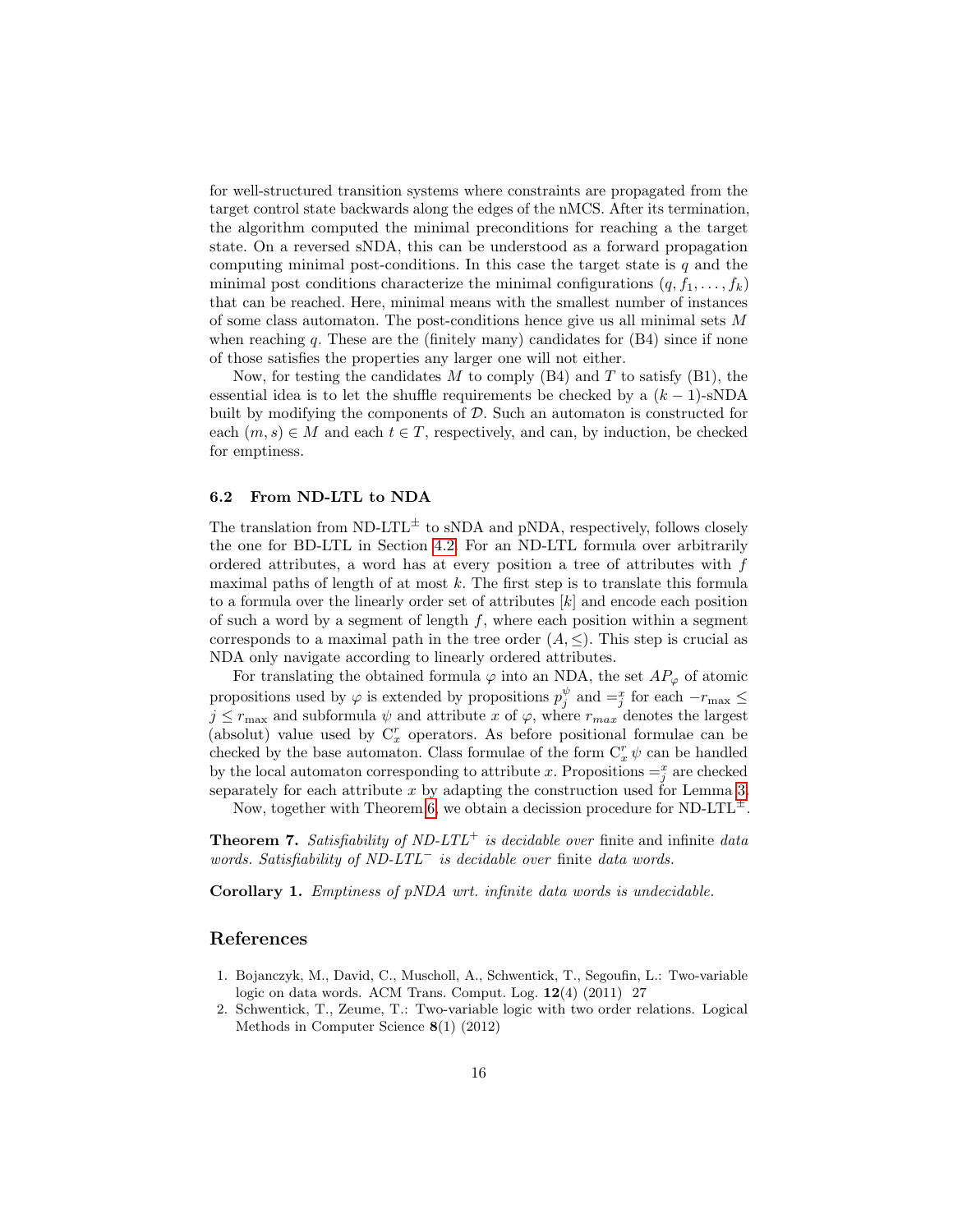for well-structured transition systems where constraints are propagated from the target control state backwards along the edges of the nMCS. After its termination, the algorithm computed the minimal preconditions for reaching a the target state. On a reversed sNDA, this can be understood as a forward propagation computing minimal post-conditions. In this case the target state is $q$ and the minimal post conditions characterize the minimal configurations $(q, f_1, \ldots, f_k)$ that can be reached. Here, minimal means with the smallest number of instances of some class automaton. The post-conditions hence give us all minimal sets $M$ when reaching $q$. These are the (finitely many) candidates for (B4) since if none of those satisfies the properties any larger one will not either.

Now, for testing the candidates $M$ to comply (B4) and $T$ to satisfy (B1), the essential idea is to let the shuffle requirements be checked by a $(k-1)$-sNDA built by modifying the components of $\mathcal{D}$. Such an automaton is constructed for each $(m, s) \in M$ and each $t \in T$, respectively, and can, by induction, be checked for emptiness.

### 6.2 From ND-LTL to NDA

The translation from ND-LTL$^{\pm}$ to sNDA and pNDA, respectively, follows closely the one for BD-LTL in Section 4.2. For an ND-LTL formula over arbitrarily ordered attributes, a word has at every position a tree of attributes with $f$ maximal paths of length of at most $k$. The first step is to translate this formula to a formula over the linearly order set of attributes $[k]$ and encode each position of such a word by a segment of length $f$, where each position within a segment corresponds to a maximal path in the tree order $(A, \leq)$. This step is crucial as NDA only navigate according to linearly ordered attributes.

For translating the obtained formula $\varphi$ into an NDA, the set $AP_\varphi$ of atomic propositions used by $\varphi$ is extended by propositions $p^{\psi}_{j}$ and $=^{x}_{j}$ for each $-r_{\max} \leq j \leq r_{\max}$ and subformula $\psi$ and attribute $x$ of $\varphi$, where $r_{max}$ denotes the largest (absolut) value used by $\mathrm{C}^{r}_{x}$ operators. As before positional formulae can be checked by the base automaton. Class formulae of the form $\mathrm{C}^{r}_{x}\,\psi$ can be handled by the local automaton corresponding to attribute $x$. Propositions $=^{x}_{j}$ are checked separately for each attribute $x$ by adapting the construction used for Lemma 3.

Now, together with Theorem 6, we obtain a decission procedure for ND-LTL$^{\pm}$.

**Theorem 7.** *Satisfiability of ND-LTL$^{+}$ is decidable over* finite and infinite *data words. Satisfiability of ND-LTL$^{-}$ is decidable over* finite *data words.*

**Corollary 1.** *Emptiness of pNDA wrt. infinite data words is undecidable.*

## References

1. Bojanczyk, M., David, C., Muscholl, A., Schwentick, T., Segoufin, L.: Two-variable logic on data words. ACM Trans. Comput. Log. **12**(4) (2011) 27
2. Schwentick, T., Zeume, T.: Two-variable logic with two order relations. Logical Methods in Computer Science **8**(1) (2012)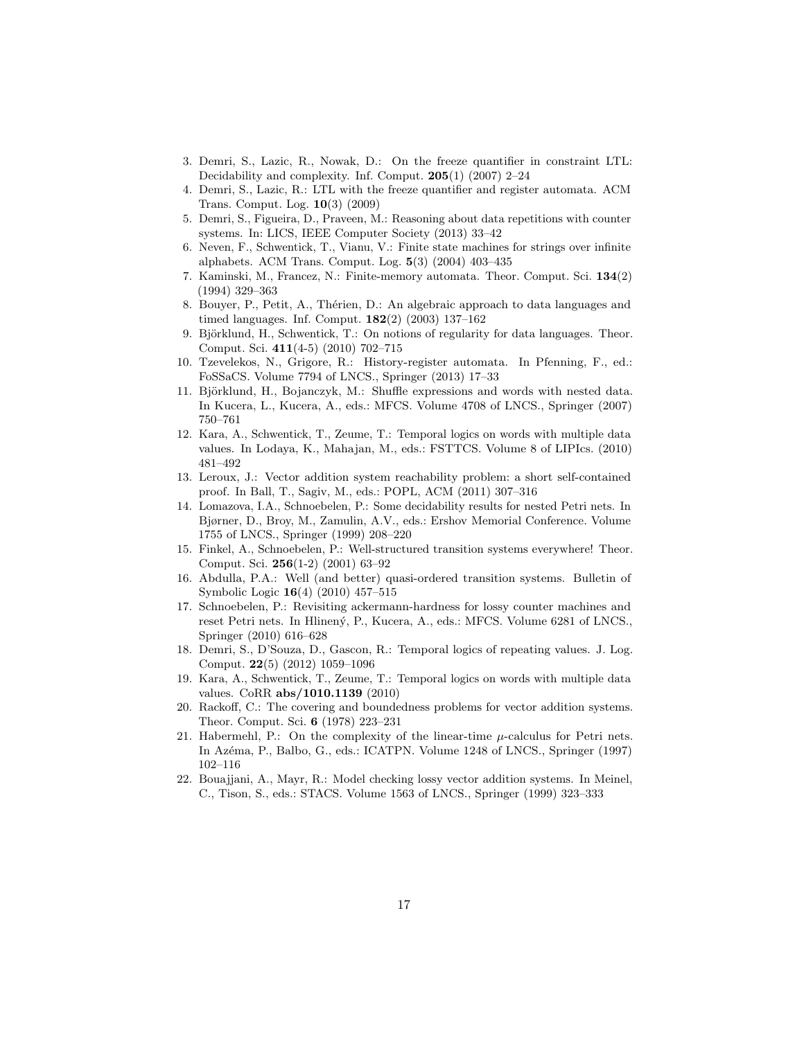3. Demri, S., Lazic, R., Nowak, D.: On the freeze quantifier in constraint LTL: Decidability and complexity. Inf. Comput. **205**(1) (2007) 2–24
4. Demri, S., Lazic, R.: LTL with the freeze quantifier and register automata. ACM Trans. Comput. Log. **10**(3) (2009)
5. Demri, S., Figueira, D., Praveen, M.: Reasoning about data repetitions with counter systems. In: LICS, IEEE Computer Society (2013) 33–42
6. Neven, F., Schwentick, T., Vianu, V.: Finite state machines for strings over infinite alphabets. ACM Trans. Comput. Log. **5**(3) (2004) 403–435
7. Kaminski, M., Francez, N.: Finite-memory automata. Theor. Comput. Sci. **134**(2) (1994) 329–363
8. Bouyer, P., Petit, A., Thérien, D.: An algebraic approach to data languages and timed languages. Inf. Comput. **182**(2) (2003) 137–162
9. Björklund, H., Schwentick, T.: On notions of regularity for data languages. Theor. Comput. Sci. **411**(4-5) (2010) 702–715
10. Tzevelekos, N., Grigore, R.: History-register automata. In Pfenning, F., ed.: FoSSaCS. Volume 7794 of LNCS., Springer (2013) 17–33
11. Björklund, H., Bojanczyk, M.: Shuffle expressions and words with nested data. In Kucera, L., Kucera, A., eds.: MFCS. Volume 4708 of LNCS., Springer (2007) 750–761
12. Kara, A., Schwentick, T., Zeume, T.: Temporal logics on words with multiple data values. In Lodaya, K., Mahajan, M., eds.: FSTTCS. Volume 8 of LIPIcs. (2010) 481–492
13. Leroux, J.: Vector addition system reachability problem: a short self-contained proof. In Ball, T., Sagiv, M., eds.: POPL, ACM (2011) 307–316
14. Lomazova, I.A., Schnoebelen, P.: Some decidability results for nested Petri nets. In Bjørner, D., Broy, M., Zamulin, A.V., eds.: Ershov Memorial Conference. Volume 1755 of LNCS., Springer (1999) 208–220
15. Finkel, A., Schnoebelen, P.: Well-structured transition systems everywhere! Theor. Comput. Sci. **256**(1-2) (2001) 63–92
16. Abdulla, P.A.: Well (and better) quasi-ordered transition systems. Bulletin of Symbolic Logic **16**(4) (2010) 457–515
17. Schnoebelen, P.: Revisiting ackermann-hardness for lossy counter machines and reset Petri nets. In Hlinený, P., Kucera, A., eds.: MFCS. Volume 6281 of LNCS., Springer (2010) 616–628
18. Demri, S., D'Souza, D., Gascon, R.: Temporal logics of repeating values. J. Log. Comput. **22**(5) (2012) 1059–1096
19. Kara, A., Schwentick, T., Zeume, T.: Temporal logics on words with multiple data values. CoRR **abs/1010.1139** (2010)
20. Rackoff, C.: The covering and boundedness problems for vector addition systems. Theor. Comput. Sci. **6** (1978) 223–231
21. Habermehl, P.: On the complexity of the linear-time $\mu$-calculus for Petri nets. In Azéma, P., Balbo, G., eds.: ICATPN. Volume 1248 of LNCS., Springer (1997) 102–116
22. Bouajjani, A., Mayr, R.: Model checking lossy vector addition systems. In Meinel, C., Tison, S., eds.: STACS. Volume 1563 of LNCS., Springer (1999) 323–333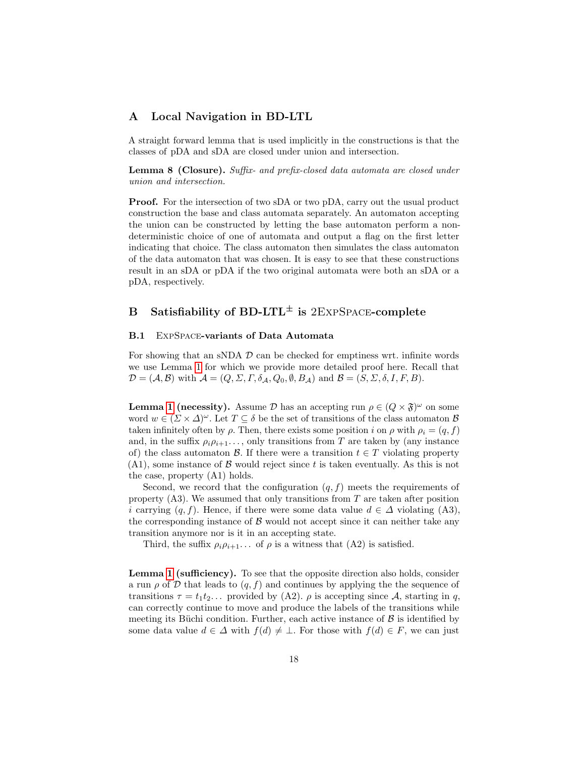# A Local Navigation in BD-LTL

A straight forward lemma that is used implicitly in the constructions is that the classes of pDA and sDA are closed under union and intersection.

**Lemma 8 (Closure).** *Suffix- and prefix-closed data automata are closed under union and intersection.*

**Proof.** For the intersection of two sDA or two pDA, carry out the usual product construction the base and class automata separately. An automaton accepting the union can be constructed by letting the base automaton perform a non-deterministic choice of one of automata and output a flag on the first letter indicating that choice. The class automaton then simulates the class automaton of the data automaton that was chosen. It is easy to see that these constructions result in an sDA or pDA if the two original automata were both an sDA or a pDA, respectively.

# B Satisfiability of BD-LTL$^{\pm}$ is 2ExpSpace-complete

## B.1 ExpSpace-variants of Data Automata

For showing that an sNDA $\mathcal{D}$ can be checked for emptiness wrt. infinite words we use Lemma 1 for which we provide more detailed proof here. Recall that $\mathcal{D} = (\mathcal{A}, \mathcal{B})$ with $\mathcal{A} = (Q, \Sigma, \Gamma, \delta_{\mathcal{A}}, Q_0, \emptyset, B_{\mathcal{A}})$ and $\mathcal{B} = (S, \Sigma, \delta, I, F, B)$.

**Lemma 1 (necessity).** Assume $\mathcal{D}$ has an accepting run $\rho \in (Q \times \mathfrak{F})^{\omega}$ on some word $w \in (\Sigma \times \Delta)^{\omega}$. Let $T \subseteq \delta$ be the set of transitions of the class automaton $\mathcal{B}$ taken infinitely often by $\rho$. Then, there exists some position $i$ on $\rho$ with $\rho_i = (q, f)$ and, in the suffix $\rho_i \rho_{i+1} \dots$, only transitions from $T$ are taken by (any instance of) the class automaton $\mathcal{B}$. If there were a transition $t \in T$ violating property (A1), some instance of $\mathcal{B}$ would reject since $t$ is taken eventually. As this is not the case, property (A1) holds.

Second, we record that the configuration $(q, f)$ meets the requirements of property (A3). We assumed that only transitions from $T$ are taken after position $i$ carrying $(q, f)$. Hence, if there were some data value $d \in \Delta$ violating (A3), the corresponding instance of $\mathcal{B}$ would not accept since it can neither take any transition anymore nor is it in an accepting state.

Third, the suffix $\rho_i \rho_{i+1} \dots$ of $\rho$ is a witness that (A2) is satisfied.

**Lemma 1 (sufficiency).** To see that the opposite direction also holds, consider a run $\rho$ of $\mathcal{D}$ that leads to $(q, f)$ and continues by applying the the sequence of transitions $\tau = t_1 t_2 \dots$ provided by (A2). $\rho$ is accepting since $\mathcal{A}$, starting in $q$, can correctly continue to move and produce the labels of the transitions while meeting its Büchi condition. Further, each active instance of $\mathcal{B}$ is identified by some data value $d \in \Delta$ with $f(d) \neq \bot$. For those with $f(d) \in F$, we can just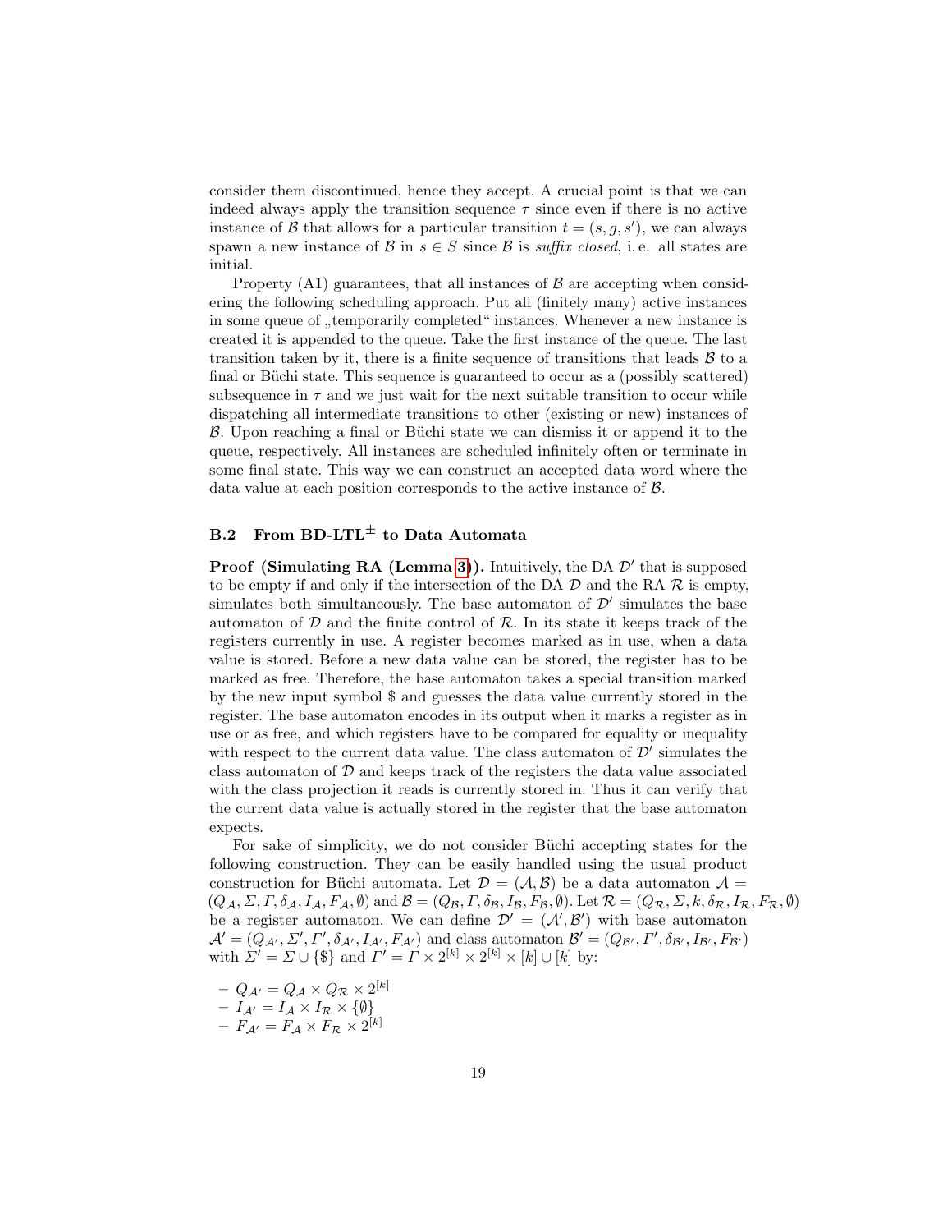consider them discontinued, hence they accept. A crucial point is that we can indeed always apply the transition sequence $\tau$ since even if there is no active instance of $\mathcal{B}$ that allows for a particular transition $t = (s, g, s')$, we can always spawn a new instance of $\mathcal{B}$ in $s \in S$ since $\mathcal{B}$ is *suffix closed*, i. e. all states are initial.

Property (A1) guarantees, that all instances of $\mathcal{B}$ are accepting when considering the following scheduling approach. Put all (finitely many) active instances in some queue of „temporarily completed" instances. Whenever a new instance is created it is appended to the queue. Take the first instance of the queue. The last transition taken by it, there is a finite sequence of transitions that leads $\mathcal{B}$ to a final or Büchi state. This sequence is guaranteed to occur as a (possibly scattered) subsequence in $\tau$ and we just wait for the next suitable transition to occur while dispatching all intermediate transitions to other (existing or new) instances of $\mathcal{B}$. Upon reaching a final or Büchi state we can dismiss it or append it to the queue, respectively. All instances are scheduled infinitely often or terminate in some final state. This way we can construct an accepted data word where the data value at each position corresponds to the active instance of $\mathcal{B}$.

### B.2 From BD-LTL$^{\pm}$ to Data Automata

**Proof (Simulating RA (Lemma 3)).** Intuitively, the DA $\mathcal{D}'$ that is supposed to be empty if and only if the intersection of the DA $\mathcal{D}$ and the RA $\mathcal{R}$ is empty, simulates both simultaneously. The base automaton of $\mathcal{D}'$ simulates the base automaton of $\mathcal{D}$ and the finite control of $\mathcal{R}$. In its state it keeps track of the registers currently in use. A register becomes marked as in use, when a data value is stored. Before a new data value can be stored, the register has to be marked as free. Therefore, the base automaton takes a special transition marked by the new input symbol \$ and guesses the data value currently stored in the register. The base automaton encodes in its output when it marks a register as in use or as free, and which registers have to be compared for equality or inequality with respect to the current data value. The class automaton of $\mathcal{D}'$ simulates the class automaton of $\mathcal{D}$ and keeps track of the registers the data value associated with the class projection it reads is currently stored in. Thus it can verify that the current data value is actually stored in the register that the base automaton expects.

For sake of simplicity, we do not consider Büchi accepting states for the following construction. They can be easily handled using the usual product construction for Büchi automata. Let $\mathcal{D} = (\mathcal{A}, \mathcal{B})$ be a data automaton $\mathcal{A} = (Q_{\mathcal{A}}, \Sigma, \Gamma, \delta_{\mathcal{A}}, I_{\mathcal{A}}, F_{\mathcal{A}}, \emptyset)$ and $\mathcal{B} = (Q_{\mathcal{B}}, \Gamma, \delta_{\mathcal{B}}, I_{\mathcal{B}}, F_{\mathcal{B}}, \emptyset)$. Let $\mathcal{R} = (Q_{\mathcal{R}}, \Sigma, k, \delta_{\mathcal{R}}, I_{\mathcal{R}}, F_{\mathcal{R}}, \emptyset)$ be a register automaton. We can define $\mathcal{D}' = (\mathcal{A}', \mathcal{B}')$ with base automaton $\mathcal{A}' = (Q_{\mathcal{A}'}, \Sigma', \Gamma', \delta_{\mathcal{A}'}, I_{\mathcal{A}'}, F_{\mathcal{A}'})$ and class automaton $\mathcal{B}' = (Q_{\mathcal{B}'}, \Gamma', \delta_{\mathcal{B}'}, I_{\mathcal{B}'}, F_{\mathcal{B}'})$ with $\Sigma' = \Sigma \cup \{\$\}$ and $\Gamma' = \Gamma \times 2^{[k]} \times 2^{[k]} \times [k] \cup [k]$ by:

- $Q_{\mathcal{A}'} = Q_{\mathcal{A}} \times Q_{\mathcal{R}} \times 2^{[k]}$
- $I_{\mathcal{A}'} = I_{\mathcal{A}} \times I_{\mathcal{R}} \times \{\emptyset\}$
- $F_{\mathcal{A}'} = F_{\mathcal{A}} \times F_{\mathcal{R}} \times 2^{[k]}$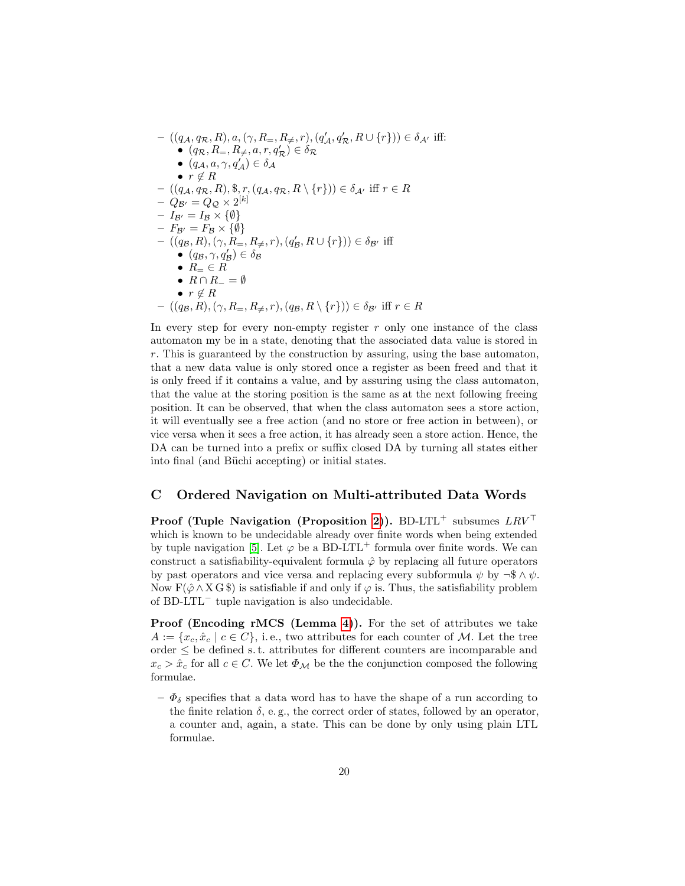- $((q_\mathcal{A}, q_\mathcal{R}, R), a, (\gamma, R_=, R_{\neq}, r), (q'_\mathcal{A}, q'_\mathcal{R}, R \cup \{r\})) \in \delta_{\mathcal{A}'}$ iff:
  - $(q_\mathcal{R}, R_=, R_{\neq}, a, r, q'_\mathcal{R}) \in \delta_\mathcal{R}$
  - $(q_\mathcal{A}, a, \gamma, q'_\mathcal{A}) \in \delta_\mathcal{A}$
  - $r \notin R$
- $((q_\mathcal{A}, q_\mathcal{R}, R), \$, r, (q_\mathcal{A}, q_\mathcal{R}, R \setminus \{r\})) \in \delta_{\mathcal{A}'}$ iff $r \in R$
- $Q_{\mathcal{B}'} = Q_\mathcal{Q} \times 2^{[k]}$
- $I_{\mathcal{B}'} = I_\mathcal{B} \times \{\emptyset\}$
- $F_{\mathcal{B}'} = F_\mathcal{B} \times \{\emptyset\}$
- $((q_\mathcal{B}, R), (\gamma, R_=, R_{\neq}, r), (q'_\mathcal{B}, R \cup \{r\})) \in \delta_{\mathcal{B}'}$ iff
  - $(q_\mathcal{B}, \gamma, q'_\mathcal{B}) \in \delta_\mathcal{B}$
  - $R_= \in R$
  - $R \cap R_- = \emptyset$
  - $r \notin R$
- $((q_\mathcal{B}, R), (\gamma, R_=, R_{\neq}, r), (q_\mathcal{B}, R \setminus \{r\})) \in \delta_{\mathcal{B}'}$ iff $r \in R$

In every step for every non-empty register $r$ only one instance of the class automaton my be in a state, denoting that the associated data value is stored in $r$. This is guaranteed by the construction by assuring, using the base automaton, that a new data value is only stored once a register as been freed and that it is only freed if it contains a value, and by assuring using the class automaton, that the value at the storing position is the same as at the next following freeing position. It can be observed, that when the class automaton sees a store action, it will eventually see a free action (and no store or free action in between), or vice versa when it sees a free action, it has already seen a store action. Hence, the DA can be turned into a prefix or suffix closed DA by turning all states either into final (and Büchi accepting) or initial states.

## C Ordered Navigation on Multi-attributed Data Words

**Proof (Tuple Navigation (Proposition 2)).** BD-LTL$^+$ subsumes $LRV^\top$ which is known to be undecidable already over finite words when being extended by tuple navigation [5]. Let $\varphi$ be a BD-LTL$^+$ formula over finite words. We can construct a satisfiability-equivalent formula $\hat{\varphi}$ by replacing all future operators by past operators and vice versa and replacing every subformula $\psi$ by $\neg\$ \wedge \psi$. Now $\mathrm{F}(\hat{\varphi} \wedge \mathrm{X}\,\mathrm{G}\,\$)$ is satisfiable if and only if $\varphi$ is. Thus, the satisfiability problem of BD-LTL$^-$ tuple navigation is also undecidable.

**Proof (Encoding rMCS (Lemma 4)).** For the set of attributes we take $A := \{x_c, \hat{x}_c \mid c \in C\}$, i. e., two attributes for each counter of $\mathcal{M}$. Let the tree order $\leq$ be defined s. t. attributes for different counters are incomparable and $x_c > \hat{x}_c$ for all $c \in C$. We let $\Phi_\mathcal{M}$ be the the conjunction composed the following formulae.

- $\Phi_\delta$ specifies that a data word has to have the shape of a run according to the finite relation $\delta$, e. g., the correct order of states, followed by an operator, a counter and, again, a state. This can be done by only using plain LTL formulae.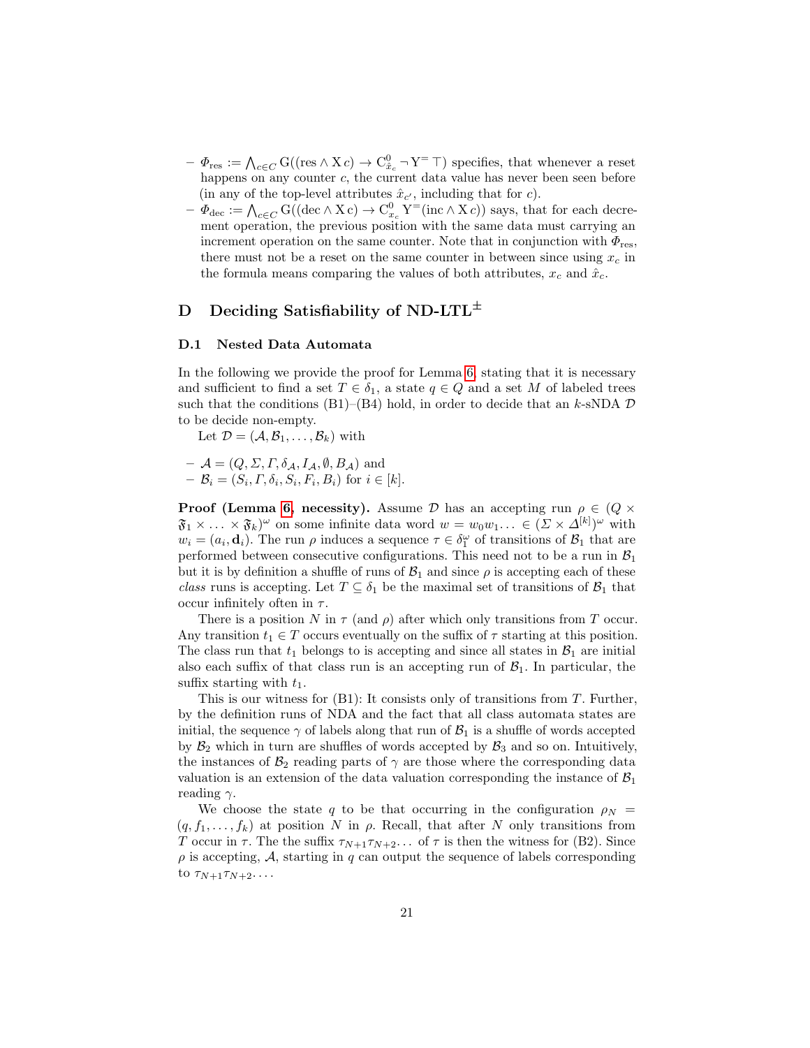- $\Phi_{\text{res}} := \bigwedge_{c \in C} \mathrm{G}((\text{res} \wedge \mathrm{X}\, c) \rightarrow \mathrm{C}^0_{\hat{x}_c} \neg \mathrm{Y}^= \top)$ specifies, that whenever a reset happens on any counter $c$, the current data value has never been seen before (in any of the top-level attributes $\hat{x}_{c'}$, including that for $c$).
- $\Phi_{\text{dec}} := \bigwedge_{c \in C} \mathrm{G}((\text{dec} \wedge \mathrm{X}\, c) \rightarrow \mathrm{C}^0_{x_c} \mathrm{Y}^=(\text{inc} \wedge \mathrm{X}\, c))$ says, that for each decrement operation, the previous position with the same data must carrying an increment operation on the same counter. Note that in conjunction with $\Phi_{\text{res}}$, there must not be a reset on the same counter in between since using $x_c$ in the formula means comparing the values of both attributes, $x_c$ and $\hat{x}_c$.

## D Deciding Satisfiability of ND-LTL$^{\pm}$

### D.1 Nested Data Automata

In the following we provide the proof for Lemma 6, stating that it is necessary and sufficient to find a set $T \in \delta_1$, a state $q \in Q$ and a set $M$ of labeled trees such that the conditions (B1)–(B4) hold, in order to decide that an $k$-sNDA $\mathcal{D}$ to be decide non-empty.

Let $\mathcal{D} = (\mathcal{A}, \mathcal{B}_1, \ldots, \mathcal{B}_k)$ with

- $\mathcal{A} = (Q, \Sigma, \Gamma, \delta_{\mathcal{A}}, I_{\mathcal{A}}, \emptyset, B_{\mathcal{A}})$ and
- $\mathcal{B}_i = (S_i, \Gamma, \delta_i, S_i, F_i, B_i)$ for $i \in [k]$.

**Proof (Lemma 6, necessity).** Assume $\mathcal{D}$ has an accepting run $\rho \in (Q \times \mathfrak{F}_1 \times \ldots \times \mathfrak{F}_k)^\omega$ on some infinite data word $w = w_0 w_1 \ldots \in (\Sigma \times \Delta^{[k]})^\omega$ with $w_i = (a_i, \mathbf{d}_i)$. The run $\rho$ induces a sequence $\tau \in \delta_1^\omega$ of transitions of $\mathcal{B}_1$ that are performed between consecutive configurations. This need not to be a run in $\mathcal{B}_1$ but it is by definition a shuffle of runs of $\mathcal{B}_1$ and since $\rho$ is accepting each of these *class* runs is accepting. Let $T \subseteq \delta_1$ be the maximal set of transitions of $\mathcal{B}_1$ that occur infinitely often in $\tau$.

There is a position $N$ in $\tau$ (and $\rho$) after which only transitions from $T$ occur. Any transition $t_1 \in T$ occurs eventually on the suffix of $\tau$ starting at this position. The class run that $t_1$ belongs to is accepting and since all states in $\mathcal{B}_1$ are initial also each suffix of that class run is an accepting run of $\mathcal{B}_1$. In particular, the suffix starting with $t_1$.

This is our witness for (B1): It consists only of transitions from $T$. Further, by the definition runs of NDA and the fact that all class automata states are initial, the sequence $\gamma$ of labels along that run of $\mathcal{B}_1$ is a shuffle of words accepted by $\mathcal{B}_2$ which in turn are shuffles of words accepted by $\mathcal{B}_3$ and so on. Intuitively, the instances of $\mathcal{B}_2$ reading parts of $\gamma$ are those where the corresponding data valuation is an extension of the data valuation corresponding the instance of $\mathcal{B}_1$ reading $\gamma$.

We choose the state $q$ to be that occurring in the configuration $\rho_N = (q, f_1, \ldots, f_k)$ at position $N$ in $\rho$. Recall, that after $N$ only transitions from $T$ occur in $\tau$. The the suffix $\tau_{N+1}\tau_{N+2}\ldots$ of $\tau$ is then the witness for (B2). Since $\rho$ is accepting, $\mathcal{A}$, starting in $q$ can output the sequence of labels corresponding to $\tau_{N+1}\tau_{N+2}\ldots$.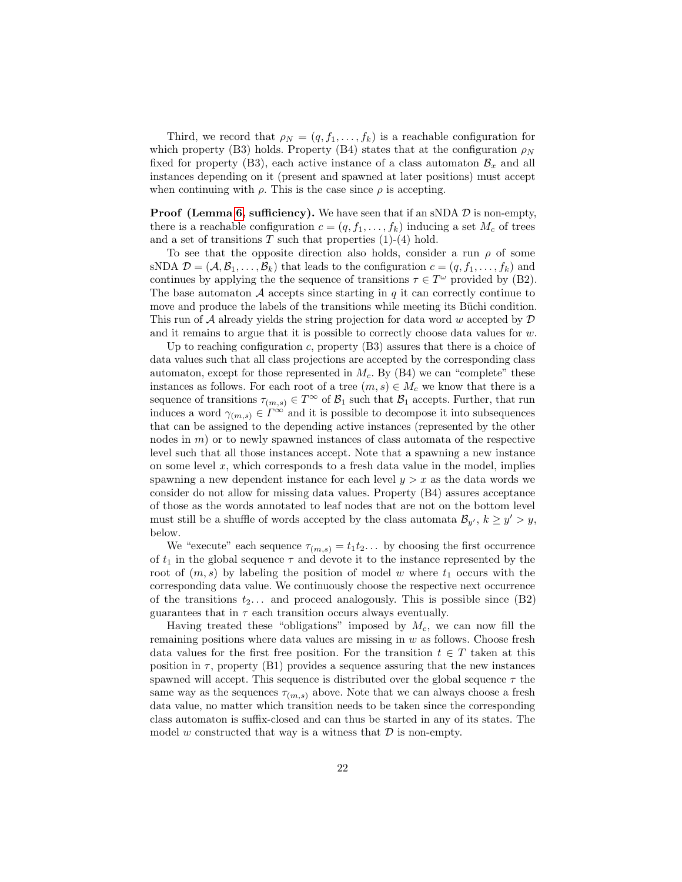Third, we record that $\rho_N = (q, f_1, \ldots, f_k)$ is a reachable configuration for which property (B3) holds. Property (B4) states that at the configuration $\rho_N$ fixed for property (B3), each active instance of a class automaton $\mathcal{B}_x$ and all instances depending on it (present and spawned at later positions) must accept when continuing with $\rho$. This is the case since $\rho$ is accepting.

**Proof (Lemma 6, sufficiency).** We have seen that if an sNDA $\mathcal{D}$ is non-empty, there is a reachable configuration $c = (q, f_1, \ldots, f_k)$ inducing a set $M_c$ of trees and a set of transitions $T$ such that properties (1)-(4) hold.

To see that the opposite direction also holds, consider a run $\rho$ of some sNDA $\mathcal{D} = (\mathcal{A}, \mathcal{B}_1, \ldots, \mathcal{B}_k)$ that leads to the configuration $c = (q, f_1, \ldots, f_k)$ and continues by applying the the sequence of transitions $\tau \in T^\omega$ provided by (B2). The base automaton $\mathcal{A}$ accepts since starting in $q$ it can correctly continue to move and produce the labels of the transitions while meeting its Büchi condition. This run of $\mathcal{A}$ already yields the string projection for data word $w$ accepted by $\mathcal{D}$ and it remains to argue that it is possible to correctly choose data values for $w$.

Up to reaching configuration $c$, property (B3) assures that there is a choice of data values such that all class projections are accepted by the corresponding class automaton, except for those represented in $M_c$. By (B4) we can "complete" these instances as follows. For each root of a tree $(m, s) \in M_c$ we know that there is a sequence of transitions $\tau_{(m,s)} \in T^\infty$ of $\mathcal{B}_1$ such that $\mathcal{B}_1$ accepts. Further, that run induces a word $\gamma_{(m,s)} \in \Gamma^\infty$ and it is possible to decompose it into subsequences that can be assigned to the depending active instances (represented by the other nodes in $m$) or to newly spawned instances of class automata of the respective level such that all those instances accept. Note that a spawning a new instance on some level $x$, which corresponds to a fresh data value in the model, implies spawning a new dependent instance for each level $y > x$ as the data words we consider do not allow for missing data values. Property (B4) assures acceptance of those as the words annotated to leaf nodes that are not on the bottom level must still be a shuffle of words accepted by the class automata $\mathcal{B}_{y'}$, $k \geq y' > y$, below.

We "execute" each sequence $\tau_{(m,s)} = t_1 t_2 \ldots$ by choosing the first occurrence of $t_1$ in the global sequence $\tau$ and devote it to the instance represented by the root of $(m, s)$ by labeling the position of model $w$ where $t_1$ occurs with the corresponding data value. We continuously choose the respective next occurrence of the transitions $t_2 \ldots$ and proceed analogously. This is possible since (B2) guarantees that in $\tau$ each transition occurs always eventually.

Having treated these "obligations" imposed by $M_c$, we can now fill the remaining positions where data values are missing in $w$ as follows. Choose fresh data values for the first free position. For the transition $t \in T$ taken at this position in $\tau$, property (B1) provides a sequence assuring that the new instances spawned will accept. This sequence is distributed over the global sequence $\tau$ the same way as the sequences $\tau_{(m,s)}$ above. Note that we can always choose a fresh data value, no matter which transition needs to be taken since the corresponding class automaton is suffix-closed and can thus be started in any of its states. The model $w$ constructed that way is a witness that $\mathcal{D}$ is non-empty.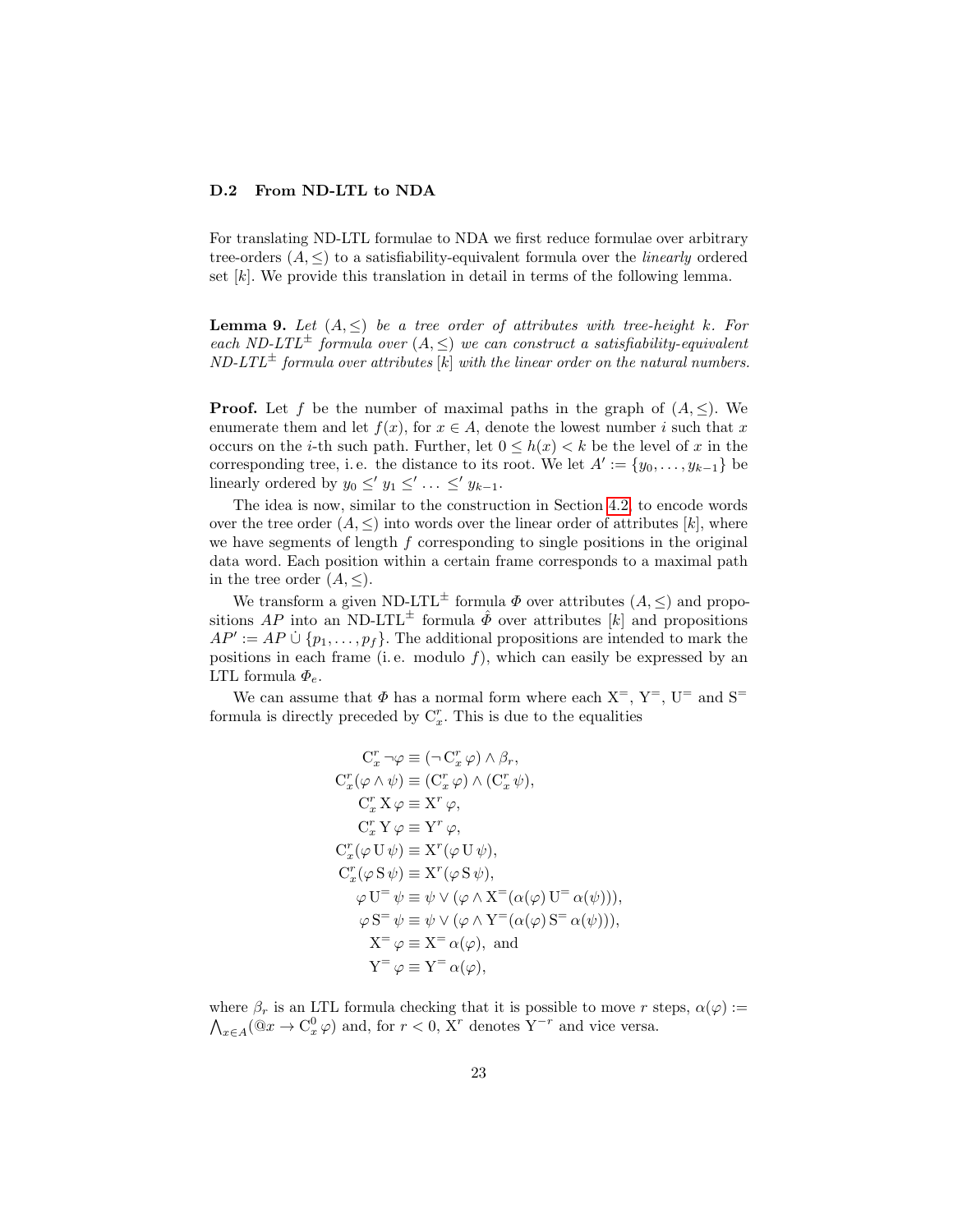### D.2 From ND-LTL to NDA

For translating ND-LTL formulae to NDA we first reduce formulae over arbitrary tree-orders $(A, \leq)$ to a satisfiability-equivalent formula over the *linearly* ordered set $[k]$. We provide this translation in detail in terms of the following lemma.

**Lemma 9.** *Let $(A, \leq)$ be a tree order of attributes with tree-height $k$. For each ND-LTL$^{\pm}$ formula over $(A, \leq)$ we can construct a satisfiability-equivalent ND-LTL$^{\pm}$ formula over attributes $[k]$ with the linear order on the natural numbers.*

**Proof.** Let $f$ be the number of maximal paths in the graph of $(A, \leq)$. We enumerate them and let $f(x)$, for $x \in A$, denote the lowest number $i$ such that $x$ occurs on the $i$-th such path. Further, let $0 \leq h(x) < k$ be the level of $x$ in the corresponding tree, i. e. the distance to its root. We let $A' := \{y_0, \ldots, y_{k-1}\}$ be linearly ordered by $y_0 \leq' y_1 \leq' \ldots \leq' y_{k-1}$.

The idea is now, similar to the construction in Section 4.2, to encode words over the tree order $(A, \leq)$ into words over the linear order of attributes $[k]$, where we have segments of length $f$ corresponding to single positions in the original data word. Each position within a certain frame corresponds to a maximal path in the tree order $(A, \leq)$.

We transform a given ND-LTL$^{\pm}$ formula $\Phi$ over attributes $(A, \leq)$ and propositions $AP$ into an ND-LTL$^{\pm}$ formula $\hat{\Phi}$ over attributes $[k]$ and propositions $AP' := AP \,\dot\cup\, \{p_1, \ldots, p_f\}$. The additional propositions are intended to mark the positions in each frame (i. e. modulo $f$), which can easily be expressed by an LTL formula $\Phi_e$.

We can assume that $\Phi$ has a normal form where each $\mathrm{X}^=$, $\mathrm{Y}^=$, $\mathrm{U}^=$ and $\mathrm{S}^=$ formula is directly preceded by $\mathrm{C}^r_x$. This is due to the equalities

$$
\begin{aligned}
\mathrm{C}^r_x \neg\varphi &\equiv (\neg\, \mathrm{C}^r_x\, \varphi) \wedge \beta_r,\\
\mathrm{C}^r_x(\varphi \wedge \psi) &\equiv (\mathrm{C}^r_x\, \varphi) \wedge (\mathrm{C}^r_x\, \psi),\\
\mathrm{C}^r_x\, \mathrm{X}\, \varphi &\equiv \mathrm{X}^r\, \varphi,\\
\mathrm{C}^r_x\, \mathrm{Y}\, \varphi &\equiv \mathrm{Y}^r\, \varphi,\\
\mathrm{C}^r_x(\varphi\, \mathrm{U}\, \psi) &\equiv \mathrm{X}^r(\varphi\, \mathrm{U}\, \psi),\\
\mathrm{C}^r_x(\varphi\, \mathrm{S}\, \psi) &\equiv \mathrm{X}^r(\varphi\, \mathrm{S}\, \psi),\\
\varphi\, \mathrm{U}^=\, \psi &\equiv \psi \vee (\varphi \wedge \mathrm{X}^=(\alpha(\varphi)\, \mathrm{U}^=\, \alpha(\psi))),\\
\varphi\, \mathrm{S}^=\, \psi &\equiv \psi \vee (\varphi \wedge \mathrm{Y}^=(\alpha(\varphi)\, \mathrm{S}^=\, \alpha(\psi))),\\
\mathrm{X}^=\, \varphi &\equiv \mathrm{X}^=\, \alpha(\varphi), \text{ and}\\
\mathrm{Y}^=\, \varphi &\equiv \mathrm{Y}^=\, \alpha(\varphi),
\end{aligned}
$$

where $\beta_r$ is an LTL formula checking that it is possible to move $r$ steps, $\alpha(\varphi) := \bigwedge_{x \in A}(@x \to \mathrm{C}^0_x\, \varphi)$ and, for $r < 0$, $\mathrm{X}^r$ denotes $\mathrm{Y}^{-r}$ and vice versa.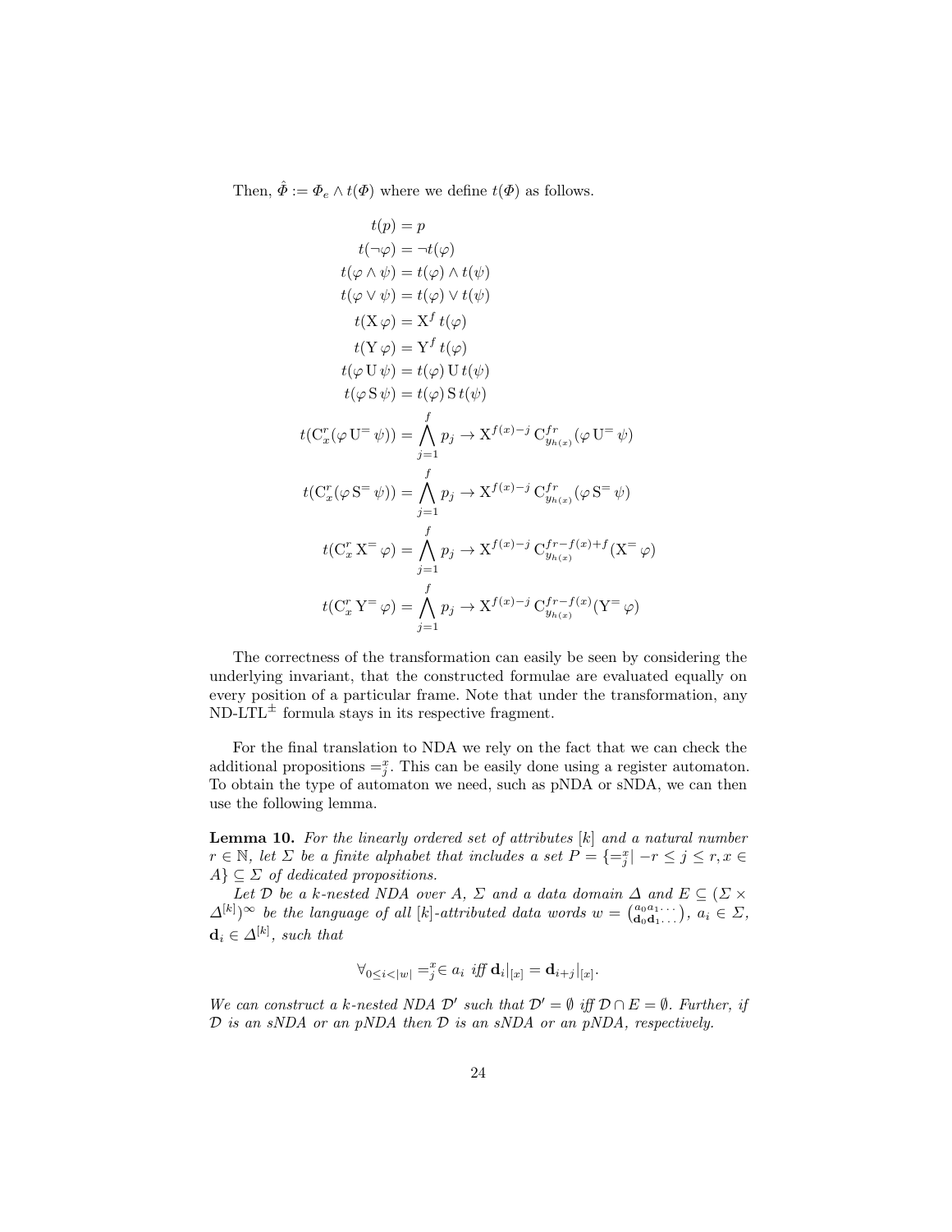Then, $\hat{\Phi} := \Phi_e \wedge t(\Phi)$ where we define $t(\Phi)$ as follows.

$$
\begin{aligned}
t(p) &= p \\
t(\neg\varphi) &= \neg t(\varphi) \\
t(\varphi \wedge \psi) &= t(\varphi) \wedge t(\psi) \\
t(\varphi \vee \psi) &= t(\varphi) \vee t(\psi) \\
t(\mathrm{X}\,\varphi) &= \mathrm{X}^f\, t(\varphi) \\
t(\mathrm{Y}\,\varphi) &= \mathrm{Y}^f\, t(\varphi) \\
t(\varphi\,\mathrm{U}\,\psi) &= t(\varphi)\,\mathrm{U}\,t(\psi) \\
t(\varphi\,\mathrm{S}\,\psi) &= t(\varphi)\,\mathrm{S}\,t(\psi) \\
t(\mathrm{C}^r_x(\varphi\,\mathrm{U}^=\,\psi)) &= \bigwedge_{j=1}^{f} p_j \to \mathrm{X}^{f(x)-j}\,\mathrm{C}^{fr}_{y_{h(x)}}(\varphi\,\mathrm{U}^=\,\psi) \\
t(\mathrm{C}^r_x(\varphi\,\mathrm{S}^=\,\psi)) &= \bigwedge_{j=1}^{f} p_j \to \mathrm{X}^{f(x)-j}\,\mathrm{C}^{fr}_{y_{h(x)}}(\varphi\,\mathrm{S}^=\,\psi) \\
t(\mathrm{C}^r_x\,\mathrm{X}^=\,\varphi) &= \bigwedge_{j=1}^{f} p_j \to \mathrm{X}^{f(x)-j}\,\mathrm{C}^{fr-f(x)+f}_{y_{h(x)}}(\mathrm{X}^=\,\varphi) \\
t(\mathrm{C}^r_x\,\mathrm{Y}^=\,\varphi) &= \bigwedge_{j=1}^{f} p_j \to \mathrm{X}^{f(x)-j}\,\mathrm{C}^{fr-f(x)}_{y_{h(x)}}(\mathrm{Y}^=\,\varphi)
\end{aligned}
$$

The correctness of the transformation can easily be seen by considering the underlying invariant, that the constructed formulae are evaluated equally on every position of a particular frame. Note that under the transformation, any ND-LTL$^\pm$ formula stays in its respective fragment.

For the final translation to NDA we rely on the fact that we can check the additional propositions $=^x_j$. This can be easily done using a register automaton. To obtain the type of automaton we need, such as pNDA or sNDA, we can then use the following lemma.

**Lemma 10.** *For the linearly ordered set of attributes $[k]$ and a natural number $r \in \mathbb{N}$, let $\Sigma$ be a finite alphabet that includes a set $P = \{=^x_j \mid -r \leq j \leq r, x \in A\} \subseteq \Sigma$ of dedicated propositions.*

*Let $\mathcal{D}$ be a $k$-nested NDA over $A$, $\Sigma$ and a data domain $\Delta$ and $E \subseteq (\Sigma \times \Delta^{[k]})^\infty$ be the language of all $[k]$-attributed data words $w = \binom{a_0 a_1 \dots}{\mathbf{d}_0 \mathbf{d}_1 \dots}$, $a_i \in \Sigma$, $\mathbf{d}_i \in \Delta^{[k]}$, such that*

$$\forall_{0 \leq i < |w|} =^x_j \in a_i \text{ iff } \mathbf{d}_i|_{[x]} = \mathbf{d}_{i+j}|_{[x]}.$$

*We can construct a $k$-nested NDA $\mathcal{D}'$ such that $\mathcal{D}' = \emptyset$ iff $\mathcal{D} \cap E = \emptyset$. Further, if $\mathcal{D}$ is an sNDA or an pNDA then $\mathcal{D}$ is an sNDA or an pNDA, respectively.*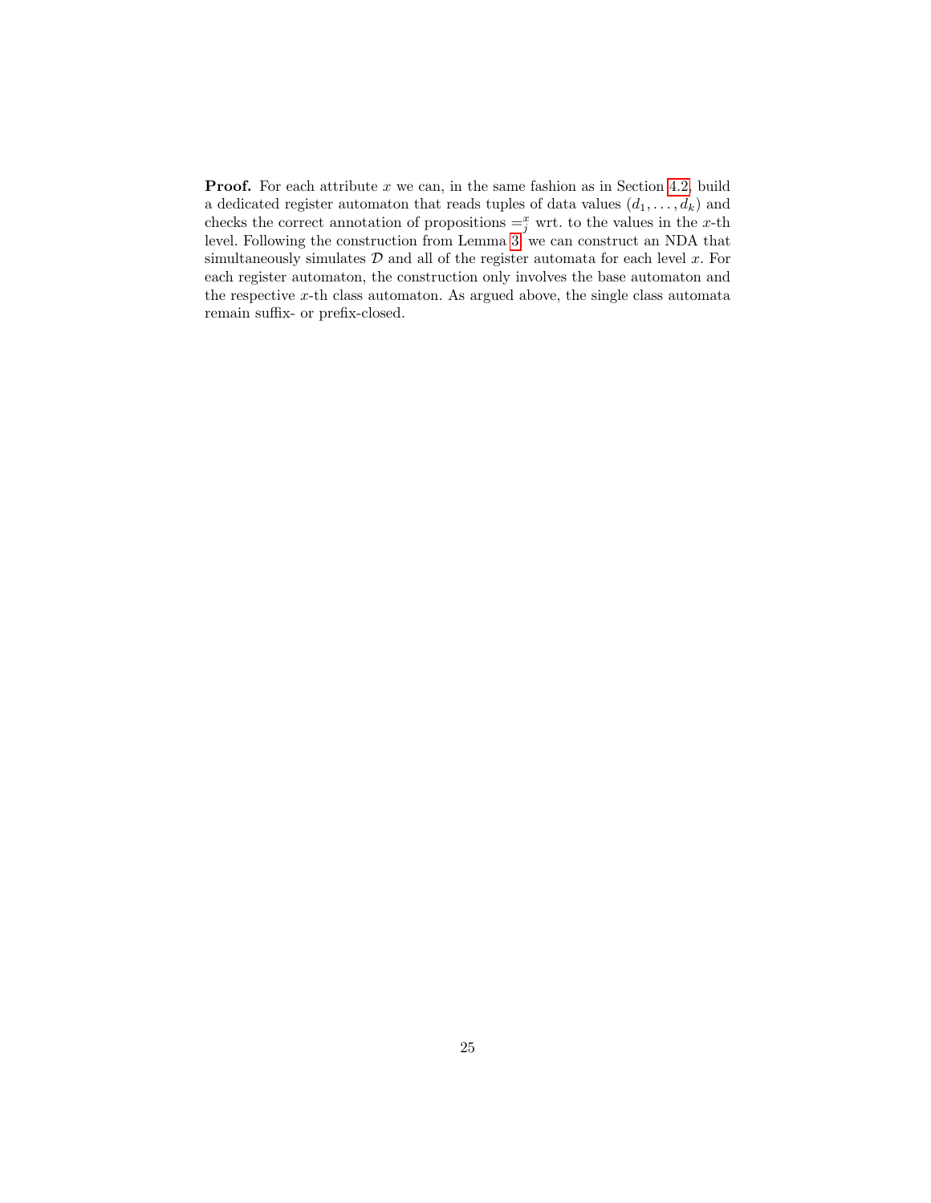**Proof.** For each attribute $x$ we can, in the same fashion as in Section 4.2, build a dedicated register automaton that reads tuples of data values $(d_1, \ldots, d_k)$ and checks the correct annotation of propositions $=_j^x$ wrt. to the values in the $x$-th level. Following the construction from Lemma 3, we can construct an NDA that simultaneously simulates $\mathcal{D}$ and all of the register automata for each level $x$. For each register automaton, the construction only involves the base automaton and the respective $x$-th class automaton. As argued above, the single class automata remain suffix- or prefix-closed.